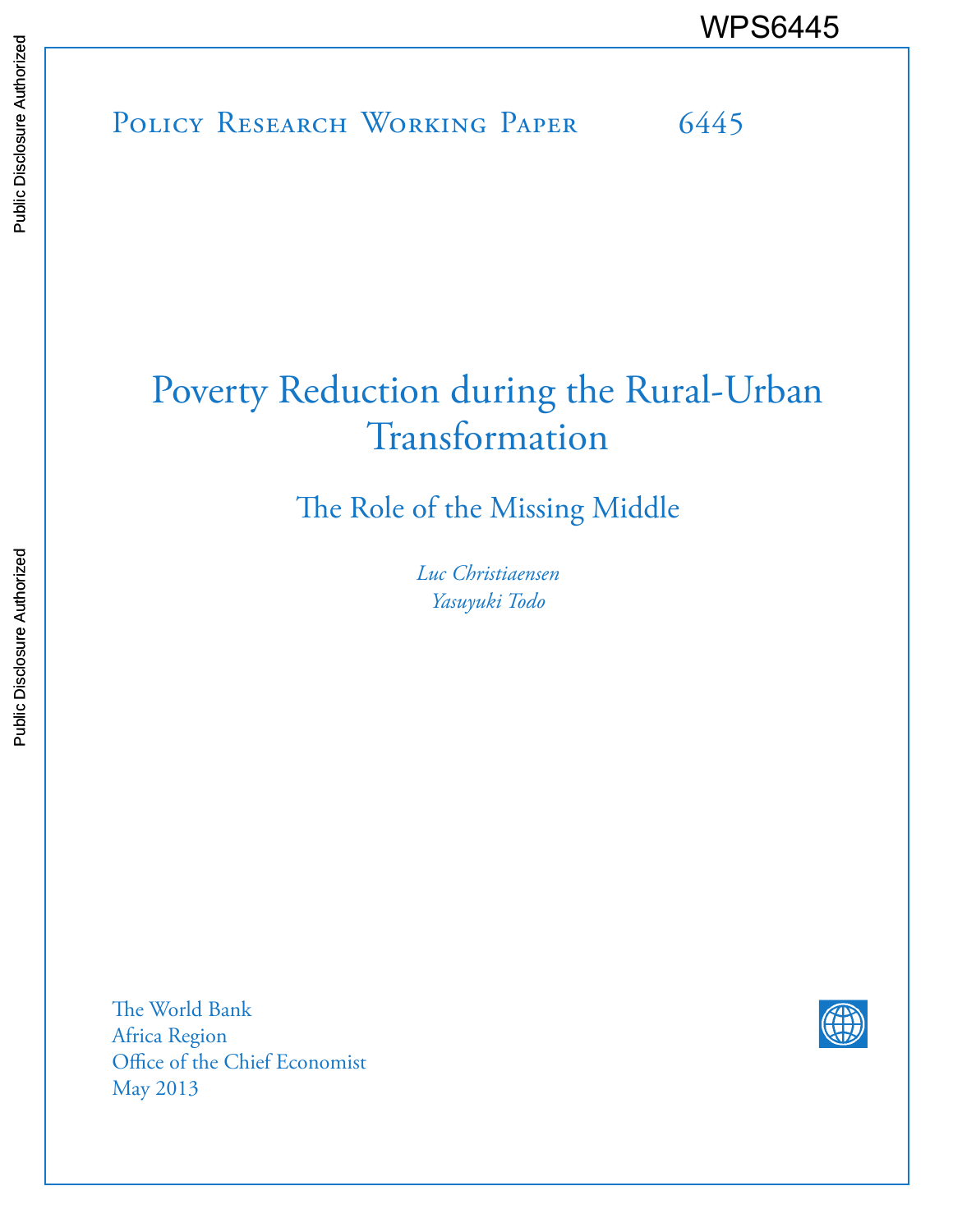WPS6445

Policy Research Working Paper 6445

# Poverty Reduction during the Rural-Urban Transformation

## The Role of the Missing Middle

*Luc Christiaensen*
*Yasuyuki Todo*

The World Bank
Africa Region
Office of the Chief Economist
May 2013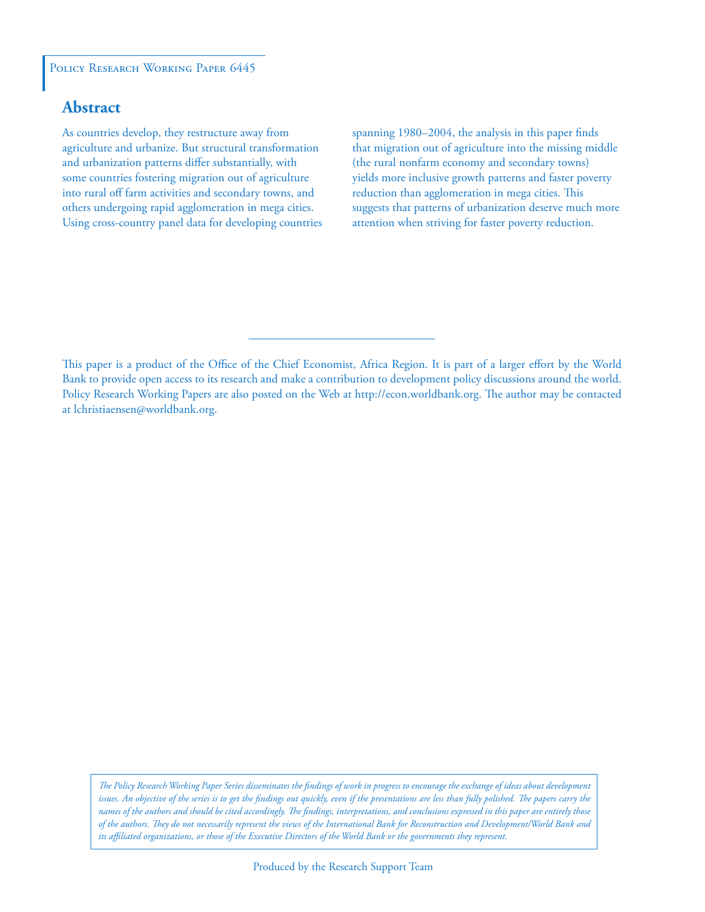Policy Research Working Paper 6445

## Abstract

As countries develop, they restructure away from agriculture and urbanize. But structural transformation and urbanization patterns differ substantially, with some countries fostering migration out of agriculture into rural off farm activities and secondary towns, and others undergoing rapid agglomeration in mega cities. Using cross-country panel data for developing countries spanning 1980–2004, the analysis in this paper finds that migration out of agriculture into the missing middle (the rural nonfarm economy and secondary towns) yields more inclusive growth patterns and faster poverty reduction than agglomeration in mega cities. This suggests that patterns of urbanization deserve much more attention when striving for faster poverty reduction.

This paper is a product of the Office of the Chief Economist, Africa Region. It is part of a larger effort by the World Bank to provide open access to its research and make a contribution to development policy discussions around the world. Policy Research Working Papers are also posted on the Web at http://econ.worldbank.org. The author may be contacted at lchristiaensen@worldbank.org.

*The Policy Research Working Paper Series disseminates the findings of work in progress to encourage the exchange of ideas about development issues. An objective of the series is to get the findings out quickly, even if the presentations are less than fully polished. The papers carry the names of the authors and should be cited accordingly. The findings, interpretations, and conclusions expressed in this paper are entirely those of the authors. They do not necessarily represent the views of the International Bank for Reconstruction and Development/World Bank and its affiliated organizations, or those of the Executive Directors of the World Bank or the governments they represent.*

Produced by the Research Support Team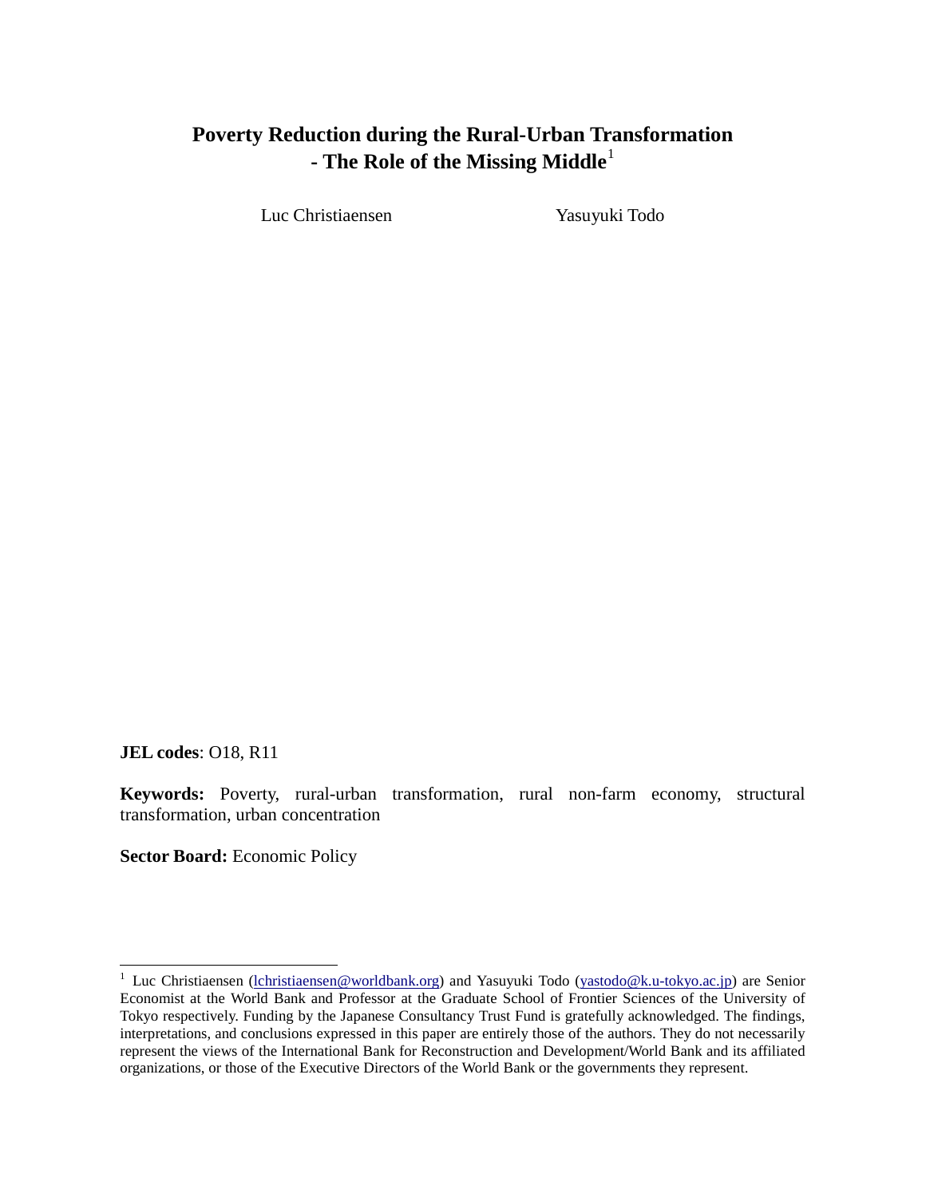# Poverty Reduction during the Rural-Urban Transformation - The Role of the Missing Middle[1]

Luc Christiaensen Yasuyuki Todo

**JEL codes**: O18, R11

**Keywords:** Poverty, rural-urban transformation, rural non-farm economy, structural transformation, urban concentration

**Sector Board:** Economic Policy

---

[1] Luc Christiaensen (lchristiaensen@worldbank.org) and Yasuyuki Todo (yastodo@k.u-tokyo.ac.jp) are Senior Economist at the World Bank and Professor at the Graduate School of Frontier Sciences of the University of Tokyo respectively. Funding by the Japanese Consultancy Trust Fund is gratefully acknowledged. The findings, interpretations, and conclusions expressed in this paper are entirely those of the authors. They do not necessarily represent the views of the International Bank for Reconstruction and Development/World Bank and its affiliated organizations, or those of the Executive Directors of the World Bank or the governments they represent.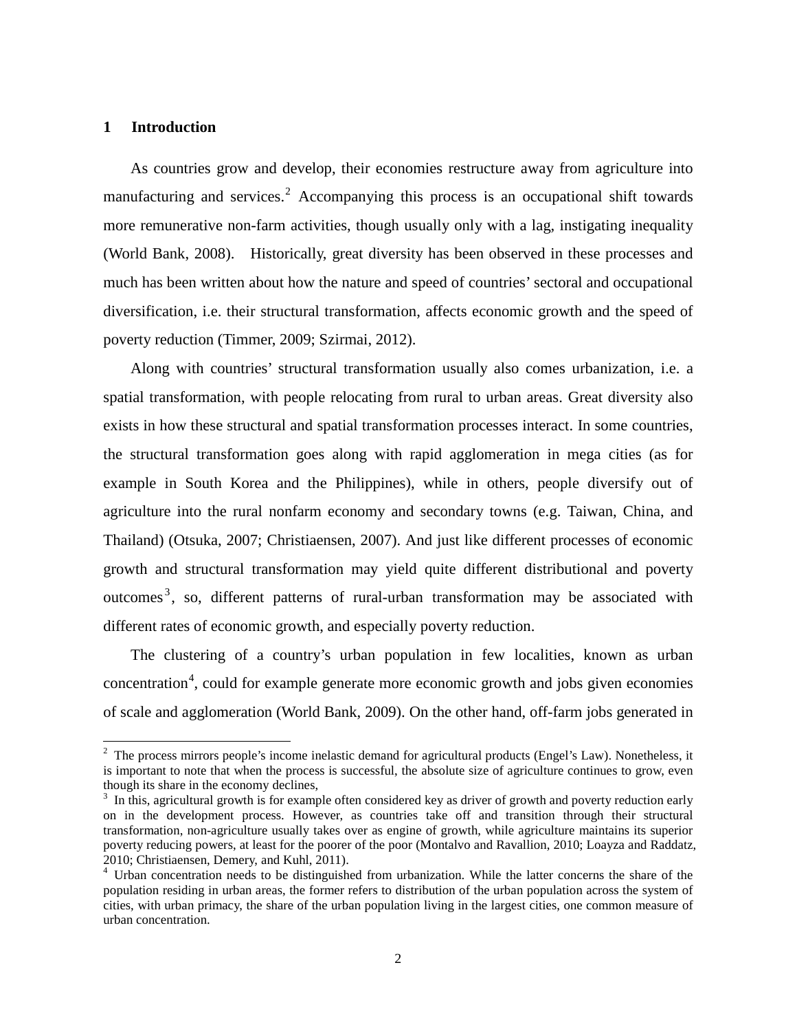## 1 Introduction

As countries grow and develop, their economies restructure away from agriculture into manufacturing and services.[2] Accompanying this process is an occupational shift towards more remunerative non-farm activities, though usually only with a lag, instigating inequality (World Bank, 2008). Historically, great diversity has been observed in these processes and much has been written about how the nature and speed of countries' sectoral and occupational diversification, i.e. their structural transformation, affects economic growth and the speed of poverty reduction (Timmer, 2009; Szirmai, 2012).

Along with countries' structural transformation usually also comes urbanization, i.e. a spatial transformation, with people relocating from rural to urban areas. Great diversity also exists in how these structural and spatial transformation processes interact. In some countries, the structural transformation goes along with rapid agglomeration in mega cities (as for example in South Korea and the Philippines), while in others, people diversify out of agriculture into the rural nonfarm economy and secondary towns (e.g. Taiwan, China, and Thailand) (Otsuka, 2007; Christiaensen, 2007). And just like different processes of economic growth and structural transformation may yield quite different distributional and poverty outcomes[3], so, different patterns of rural-urban transformation may be associated with different rates of economic growth, and especially poverty reduction.

The clustering of a country's urban population in few localities, known as urban concentration[4], could for example generate more economic growth and jobs given economies of scale and agglomeration (World Bank, 2009). On the other hand, off-farm jobs generated in

---

[2] The process mirrors people's income inelastic demand for agricultural products (Engel's Law). Nonetheless, it is important to note that when the process is successful, the absolute size of agriculture continues to grow, even though its share in the economy declines,

[3] In this, agricultural growth is for example often considered key as driver of growth and poverty reduction early on in the development process. However, as countries take off and transition through their structural transformation, non-agriculture usually takes over as engine of growth, while agriculture maintains its superior poverty reducing powers, at least for the poorer of the poor (Montalvo and Ravallion, 2010; Loayza and Raddatz, 2010; Christiaensen, Demery, and Kuhl, 2011).

[4] Urban concentration needs to be distinguished from urbanization. While the latter concerns the share of the population residing in urban areas, the former refers to distribution of the urban population across the system of cities, with urban primacy, the share of the urban population living in the largest cities, one common measure of urban concentration.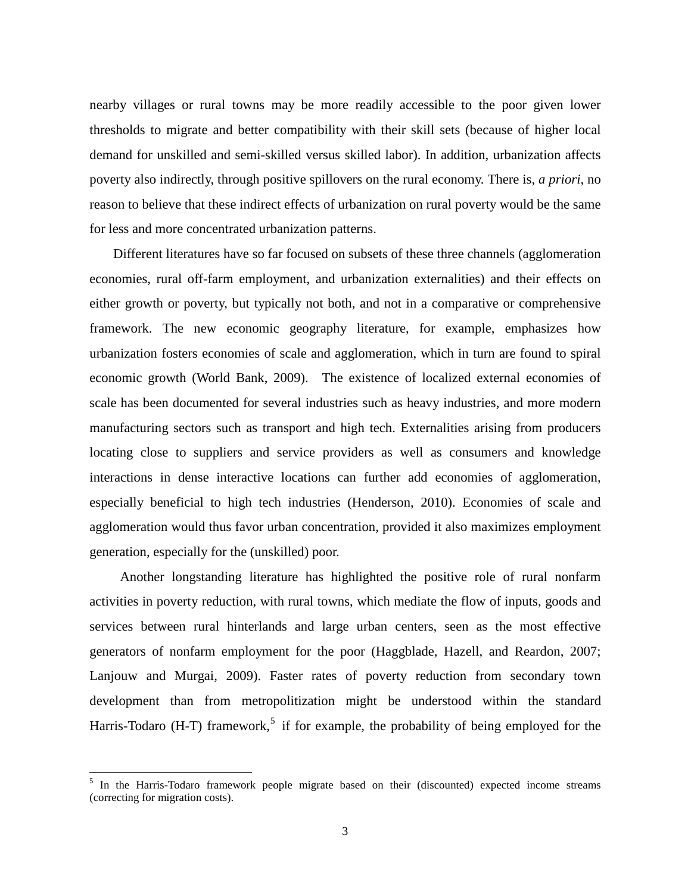nearby villages or rural towns may be more readily accessible to the poor given lower thresholds to migrate and better compatibility with their skill sets (because of higher local demand for unskilled and semi-skilled versus skilled labor). In addition, urbanization affects poverty also indirectly, through positive spillovers on the rural economy. There is, *a priori*, no reason to believe that these indirect effects of urbanization on rural poverty would be the same for less and more concentrated urbanization patterns.

Different literatures have so far focused on subsets of these three channels (agglomeration economies, rural off-farm employment, and urbanization externalities) and their effects on either growth or poverty, but typically not both, and not in a comparative or comprehensive framework. The new economic geography literature, for example, emphasizes how urbanization fosters economies of scale and agglomeration, which in turn are found to spiral economic growth (World Bank, 2009). The existence of localized external economies of scale has been documented for several industries such as heavy industries, and more modern manufacturing sectors such as transport and high tech. Externalities arising from producers locating close to suppliers and service providers as well as consumers and knowledge interactions in dense interactive locations can further add economies of agglomeration, especially beneficial to high tech industries (Henderson, 2010). Economies of scale and agglomeration would thus favor urban concentration, provided it also maximizes employment generation, especially for the (unskilled) poor.

Another longstanding literature has highlighted the positive role of rural nonfarm activities in poverty reduction, with rural towns, which mediate the flow of inputs, goods and services between rural hinterlands and large urban centers, seen as the most effective generators of nonfarm employment for the poor (Haggblade, Hazell, and Reardon, 2007; Lanjouw and Murgai, 2009). Faster rates of poverty reduction from secondary town development than from metropolitization might be understood within the standard Harris-Todaro (H-T) framework,[5] if for example, the probability of being employed for the

[5] In the Harris-Todaro framework people migrate based on their (discounted) expected income streams (correcting for migration costs).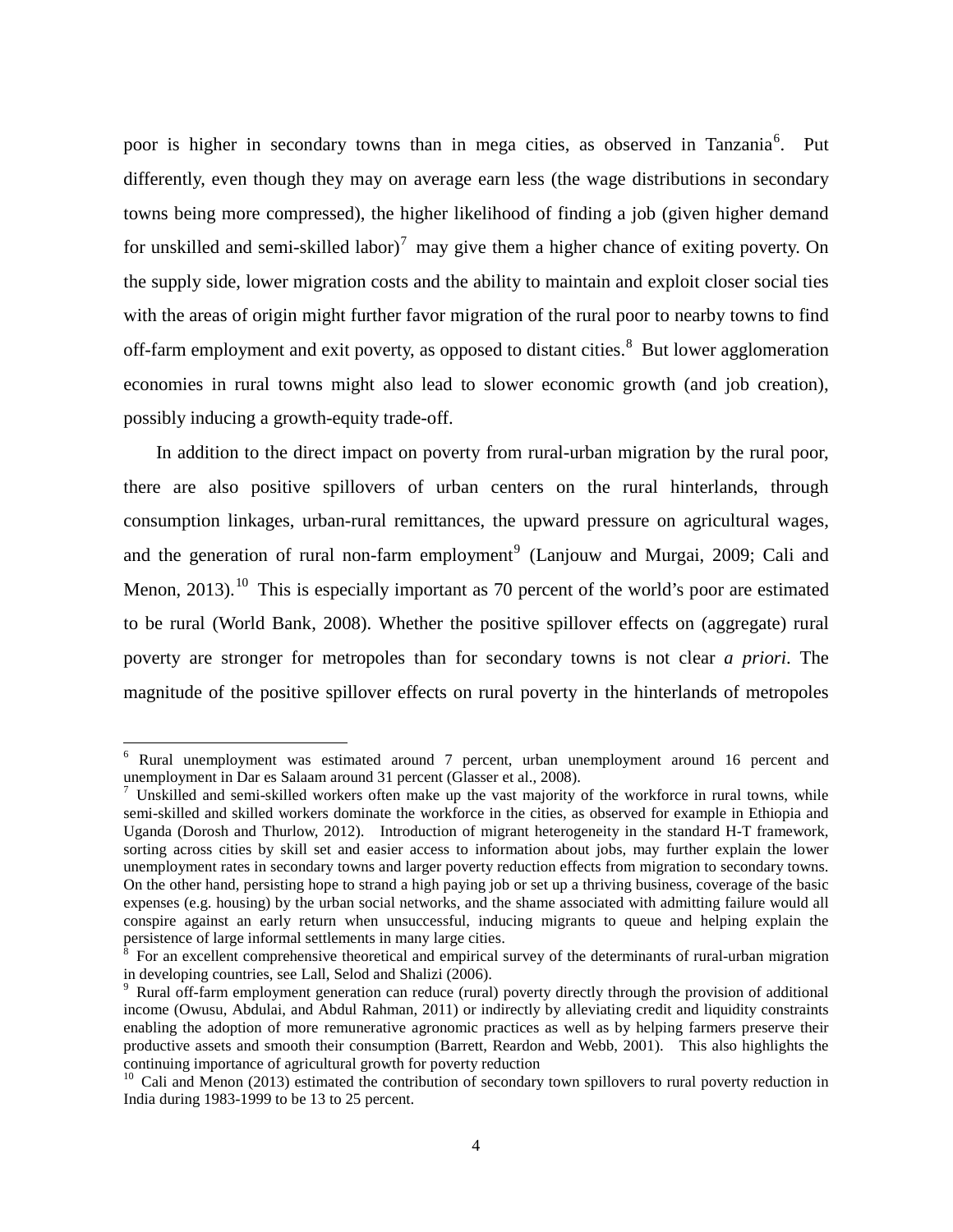poor is higher in secondary towns than in mega cities, as observed in Tanzania[6]. Put differently, even though they may on average earn less (the wage distributions in secondary towns being more compressed), the higher likelihood of finding a job (given higher demand for unskilled and semi-skilled labor)[7] may give them a higher chance of exiting poverty. On the supply side, lower migration costs and the ability to maintain and exploit closer social ties with the areas of origin might further favor migration of the rural poor to nearby towns to find off-farm employment and exit poverty, as opposed to distant cities.[8] But lower agglomeration economies in rural towns might also lead to slower economic growth (and job creation), possibly inducing a growth-equity trade-off.

In addition to the direct impact on poverty from rural-urban migration by the rural poor, there are also positive spillovers of urban centers on the rural hinterlands, through consumption linkages, urban-rural remittances, the upward pressure on agricultural wages, and the generation of rural non-farm employment[9] (Lanjouw and Murgai, 2009; Cali and Menon, 2013).[10] This is especially important as 70 percent of the world's poor are estimated to be rural (World Bank, 2008). Whether the positive spillover effects on (aggregate) rural poverty are stronger for metropoles than for secondary towns is not clear *a priori*. The magnitude of the positive spillover effects on rural poverty in the hinterlands of metropoles

---

[6] Rural unemployment was estimated around 7 percent, urban unemployment around 16 percent and unemployment in Dar es Salaam around 31 percent (Glasser et al., 2008).

[7] Unskilled and semi-skilled workers often make up the vast majority of the workforce in rural towns, while semi-skilled and skilled workers dominate the workforce in the cities, as observed for example in Ethiopia and Uganda (Dorosh and Thurlow, 2012). Introduction of migrant heterogeneity in the standard H-T framework, sorting across cities by skill set and easier access to information about jobs, may further explain the lower unemployment rates in secondary towns and larger poverty reduction effects from migration to secondary towns. On the other hand, persisting hope to strand a high paying job or set up a thriving business, coverage of the basic expenses (e.g. housing) by the urban social networks, and the shame associated with admitting failure would all conspire against an early return when unsuccessful, inducing migrants to queue and helping explain the persistence of large informal settlements in many large cities.

[8] For an excellent comprehensive theoretical and empirical survey of the determinants of rural-urban migration in developing countries, see Lall, Selod and Shalizi (2006).

[9] Rural off-farm employment generation can reduce (rural) poverty directly through the provision of additional income (Owusu, Abdulai, and Abdul Rahman, 2011) or indirectly by alleviating credit and liquidity constraints enabling the adoption of more remunerative agronomic practices as well as by helping farmers preserve their productive assets and smooth their consumption (Barrett, Reardon and Webb, 2001). This also highlights the continuing importance of agricultural growth for poverty reduction

[10] Cali and Menon (2013) estimated the contribution of secondary town spillovers to rural poverty reduction in India during 1983-1999 to be 13 to 25 percent.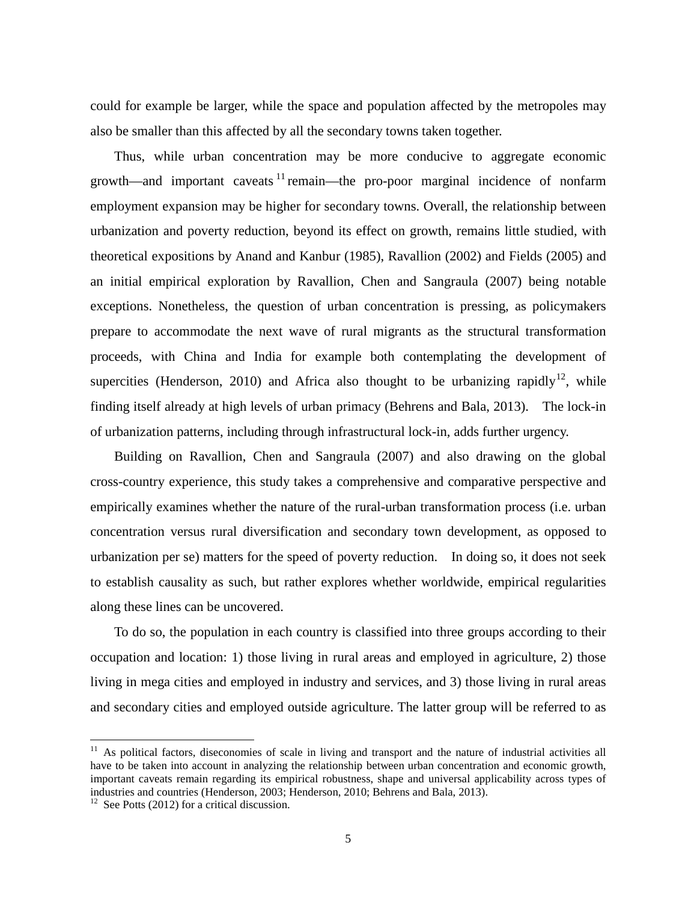could for example be larger, while the space and population affected by the metropoles may also be smaller than this affected by all the secondary towns taken together.

Thus, while urban concentration may be more conducive to aggregate economic growth—and important caveats [11] remain—the pro-poor marginal incidence of nonfarm employment expansion may be higher for secondary towns. Overall, the relationship between urbanization and poverty reduction, beyond its effect on growth, remains little studied, with theoretical expositions by Anand and Kanbur (1985), Ravallion (2002) and Fields (2005) and an initial empirical exploration by Ravallion, Chen and Sangraula (2007) being notable exceptions. Nonetheless, the question of urban concentration is pressing, as policymakers prepare to accommodate the next wave of rural migrants as the structural transformation proceeds, with China and India for example both contemplating the development of supercities (Henderson, 2010) and Africa also thought to be urbanizing rapidly[12], while finding itself already at high levels of urban primacy (Behrens and Bala, 2013). The lock-in of urbanization patterns, including through infrastructural lock-in, adds further urgency.

Building on Ravallion, Chen and Sangraula (2007) and also drawing on the global cross-country experience, this study takes a comprehensive and comparative perspective and empirically examines whether the nature of the rural-urban transformation process (i.e. urban concentration versus rural diversification and secondary town development, as opposed to urbanization per se) matters for the speed of poverty reduction. In doing so, it does not seek to establish causality as such, but rather explores whether worldwide, empirical regularities along these lines can be uncovered.

To do so, the population in each country is classified into three groups according to their occupation and location: 1) those living in rural areas and employed in agriculture, 2) those living in mega cities and employed in industry and services, and 3) those living in rural areas and secondary cities and employed outside agriculture. The latter group will be referred to as

---

[11] As political factors, diseconomies of scale in living and transport and the nature of industrial activities all have to be taken into account in analyzing the relationship between urban concentration and economic growth, important caveats remain regarding its empirical robustness, shape and universal applicability across types of industries and countries (Henderson, 2003; Henderson, 2010; Behrens and Bala, 2013).

[12] See Potts (2012) for a critical discussion.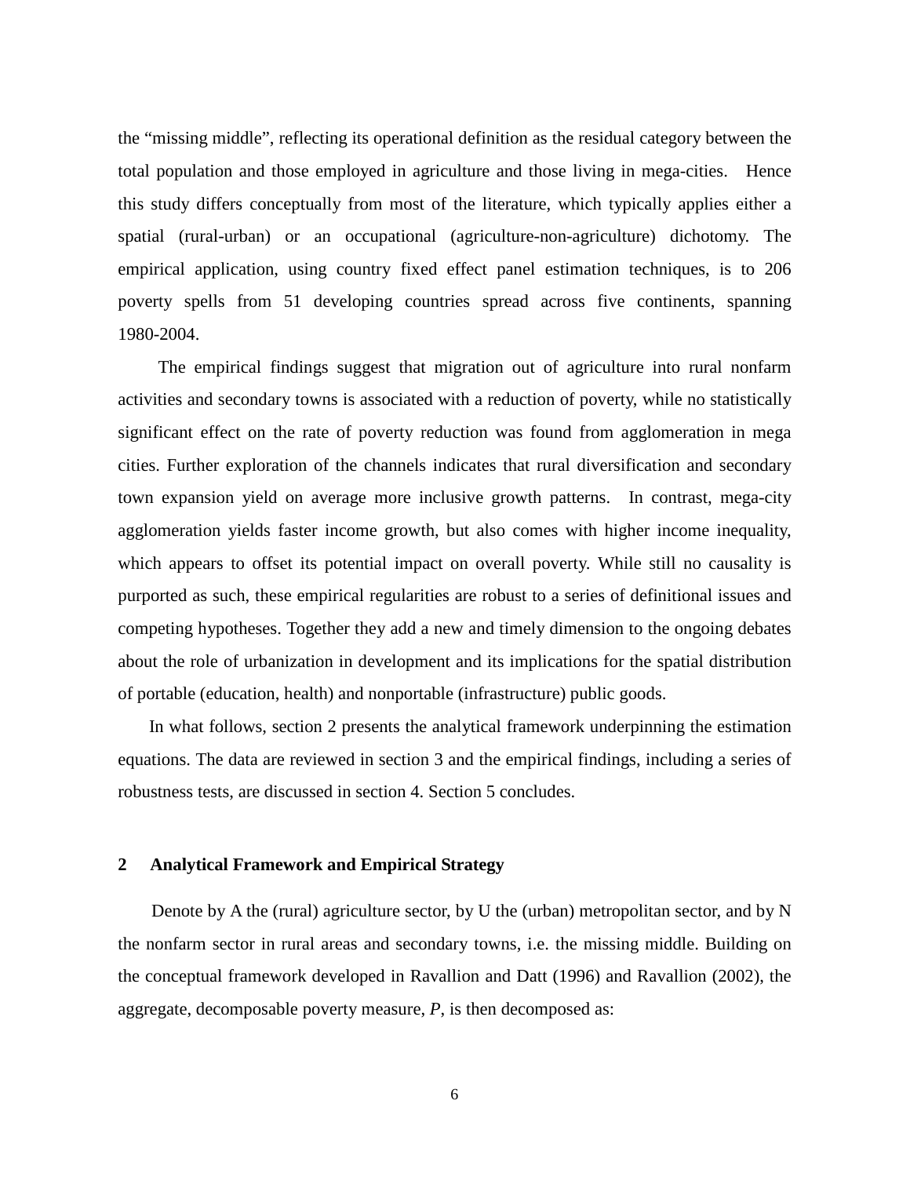the "missing middle", reflecting its operational definition as the residual category between the total population and those employed in agriculture and those living in mega-cities. Hence this study differs conceptually from most of the literature, which typically applies either a spatial (rural-urban) or an occupational (agriculture-non-agriculture) dichotomy. The empirical application, using country fixed effect panel estimation techniques, is to 206 poverty spells from 51 developing countries spread across five continents, spanning 1980-2004.

The empirical findings suggest that migration out of agriculture into rural nonfarm activities and secondary towns is associated with a reduction of poverty, while no statistically significant effect on the rate of poverty reduction was found from agglomeration in mega cities. Further exploration of the channels indicates that rural diversification and secondary town expansion yield on average more inclusive growth patterns. In contrast, mega-city agglomeration yields faster income growth, but also comes with higher income inequality, which appears to offset its potential impact on overall poverty. While still no causality is purported as such, these empirical regularities are robust to a series of definitional issues and competing hypotheses. Together they add a new and timely dimension to the ongoing debates about the role of urbanization in development and its implications for the spatial distribution of portable (education, health) and nonportable (infrastructure) public goods.

In what follows, section 2 presents the analytical framework underpinning the estimation equations. The data are reviewed in section 3 and the empirical findings, including a series of robustness tests, are discussed in section 4. Section 5 concludes.

## 2 Analytical Framework and Empirical Strategy

Denote by A the (rural) agriculture sector, by U the (urban) metropolitan sector, and by N the nonfarm sector in rural areas and secondary towns, i.e. the missing middle. Building on the conceptual framework developed in Ravallion and Datt (1996) and Ravallion (2002), the aggregate, decomposable poverty measure, *P*, is then decomposed as: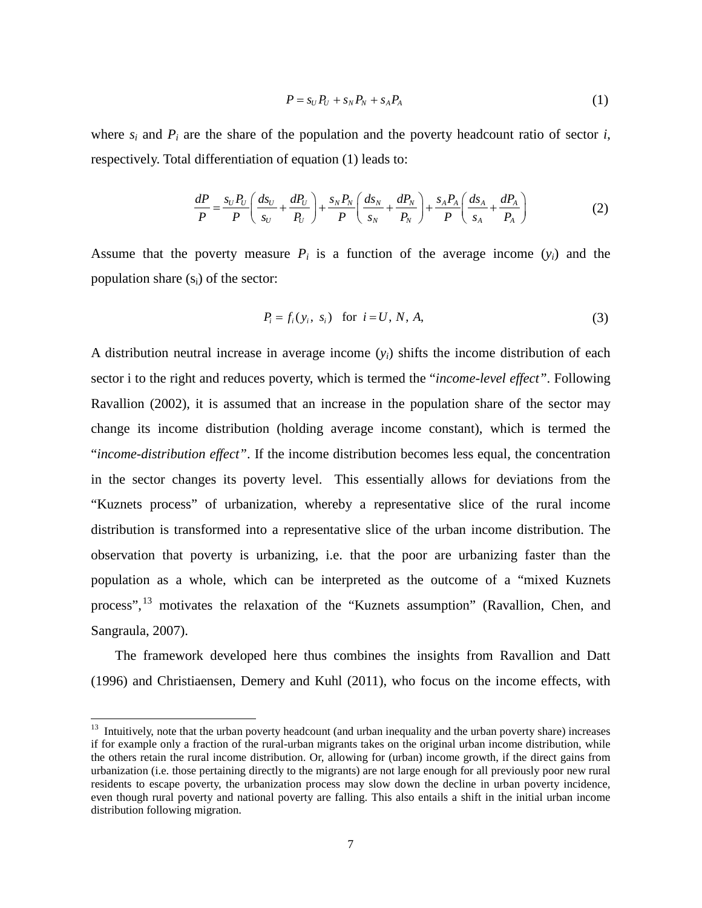$$P = s_U P_U + s_N P_N + s_A P_A \tag{1}$$

where $s_i$ and $P_i$ are the share of the population and the poverty headcount ratio of sector $i$, respectively. Total differentiation of equation (1) leads to:

$$\frac{dP}{P} = \frac{s_U P_U}{P}\left(\frac{ds_U}{s_U} + \frac{dP_U}{P_U}\right) + \frac{s_N P_N}{P}\left(\frac{ds_N}{s_N} + \frac{dP_N}{P_N}\right) + \frac{s_A P_A}{P}\left(\frac{ds_A}{s_A} + \frac{dP_A}{P_A}\right) \tag{2}$$

Assume that the poverty measure $P_i$ is a function of the average income ($y_i$) and the population share ($s_i$) of the sector:

$$P_i = f_i(y_i,\ s_i) \quad \text{for } i = U,\ N,\ A, \tag{3}$$

A distribution neutral increase in average income ($y_i$) shifts the income distribution of each sector i to the right and reduces poverty, which is termed the "*income-level effect*". Following Ravallion (2002), it is assumed that an increase in the population share of the sector may change its income distribution (holding average income constant), which is termed the "*income-distribution effect*". If the income distribution becomes less equal, the concentration in the sector changes its poverty level. This essentially allows for deviations from the "Kuznets process" of urbanization, whereby a representative slice of the rural income distribution is transformed into a representative slice of the urban income distribution. The observation that poverty is urbanizing, i.e. that the poor are urbanizing faster than the population as a whole, which can be interpreted as the outcome of a "mixed Kuznets process",[13] motivates the relaxation of the "Kuznets assumption" (Ravallion, Chen, and Sangraula, 2007).

The framework developed here thus combines the insights from Ravallion and Datt (1996) and Christiaensen, Demery and Kuhl (2011), who focus on the income effects, with

---

[13] Intuitively, note that the urban poverty headcount (and urban inequality and the urban poverty share) increases if for example only a fraction of the rural-urban migrants takes on the original urban income distribution, while the others retain the rural income distribution. Or, allowing for (urban) income growth, if the direct gains from urbanization (i.e. those pertaining directly to the migrants) are not large enough for all previously poor new rural residents to escape poverty, the urbanization process may slow down the decline in urban poverty incidence, even though rural poverty and national poverty are falling. This also entails a shift in the initial urban income distribution following migration.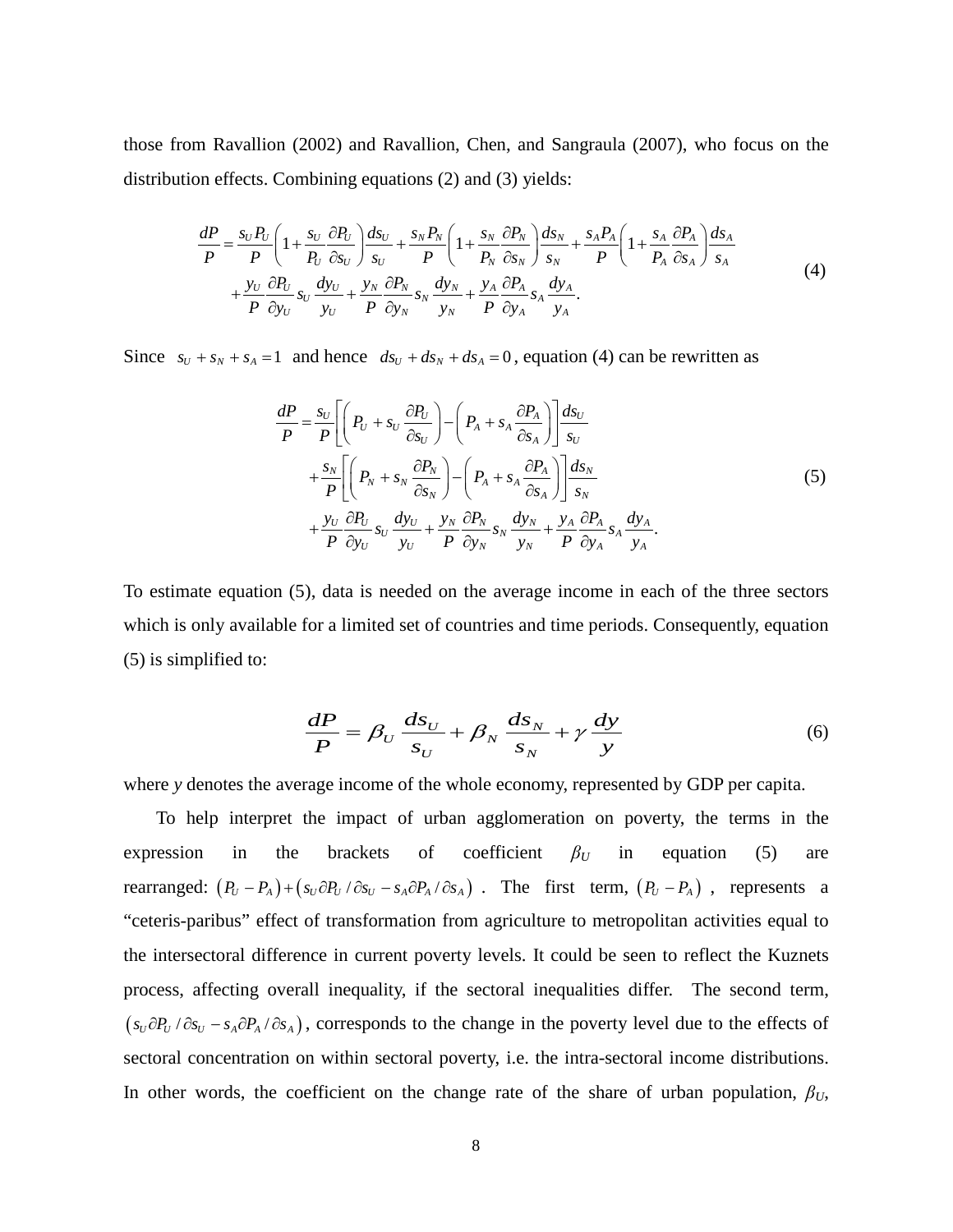those from Ravallion (2002) and Ravallion, Chen, and Sangraula (2007), who focus on the distribution effects. Combining equations (2) and (3) yields:

$$\frac{dP}{P} = \frac{s_U P_U}{P}\left(1 + \frac{s_U}{P_U}\frac{\partial P_U}{\partial s_U}\right)\frac{ds_U}{s_U} + \frac{s_N P_N}{P}\left(1 + \frac{s_N}{P_N}\frac{\partial P_N}{\partial s_N}\right)\frac{ds_N}{s_N} + \frac{s_A P_A}{P}\left(1 + \frac{s_A}{P_A}\frac{\partial P_A}{\partial s_A}\right)\frac{ds_A}{s_A}$$
$$+ \frac{y_U}{P}\frac{\partial P_U}{\partial y_U}s_U\frac{dy_U}{y_U} + \frac{y_N}{P}\frac{\partial P_N}{\partial y_N}s_N\frac{dy_N}{y_N} + \frac{y_A}{P}\frac{\partial P_A}{\partial y_A}s_A\frac{dy_A}{y_A}. \tag{4}$$

Since $s_U + s_N + s_A = 1$ and hence $ds_U + ds_N + ds_A = 0$, equation (4) can be rewritten as

$$\frac{dP}{P} = \frac{s_U}{P}\left[\left(P_U + s_U\frac{\partial P_U}{\partial s_U}\right) - \left(P_A + s_A\frac{\partial P_A}{\partial s_A}\right)\right]\frac{ds_U}{s_U}$$
$$+ \frac{s_N}{P}\left[\left(P_N + s_N\frac{\partial P_N}{\partial s_N}\right) - \left(P_A + s_A\frac{\partial P_A}{\partial s_A}\right)\right]\frac{ds_N}{s_N}$$
$$+ \frac{y_U}{P}\frac{\partial P_U}{\partial y_U}s_U\frac{dy_U}{y_U} + \frac{y_N}{P}\frac{\partial P_N}{\partial y_N}s_N\frac{dy_N}{y_N} + \frac{y_A}{P}\frac{\partial P_A}{\partial y_A}s_A\frac{dy_A}{y_A}. \tag{5}$$

To estimate equation (5), data is needed on the average income in each of the three sectors which is only available for a limited set of countries and time periods. Consequently, equation (5) is simplified to:

$$\frac{dP}{P} = \beta_U\frac{ds_U}{s_U} + \beta_N\frac{ds_N}{s_N} + \gamma\frac{dy}{y} \tag{6}$$

where *y* denotes the average income of the whole economy, represented by GDP per capita.

To help interpret the impact of urban agglomeration on poverty, the terms in the expression in the brackets of coefficient $\beta_U$ in equation (5) are rearranged: $(P_U - P_A) + (s_U \partial P_U / \partial s_U - s_A \partial P_A / \partial s_A)$. The first term, $(P_U - P_A)$, represents a "ceteris-paribus" effect of transformation from agriculture to metropolitan activities equal to the intersectoral difference in current poverty levels. It could be seen to reflect the Kuznets process, affecting overall inequality, if the sectoral inequalities differ. The second term, $(s_U \partial P_U / \partial s_U - s_A \partial P_A / \partial s_A)$, corresponds to the change in the poverty level due to the effects of sectoral concentration on within sectoral poverty, i.e. the intra-sectoral income distributions. In other words, the coefficient on the change rate of the share of urban population, $\beta_U$,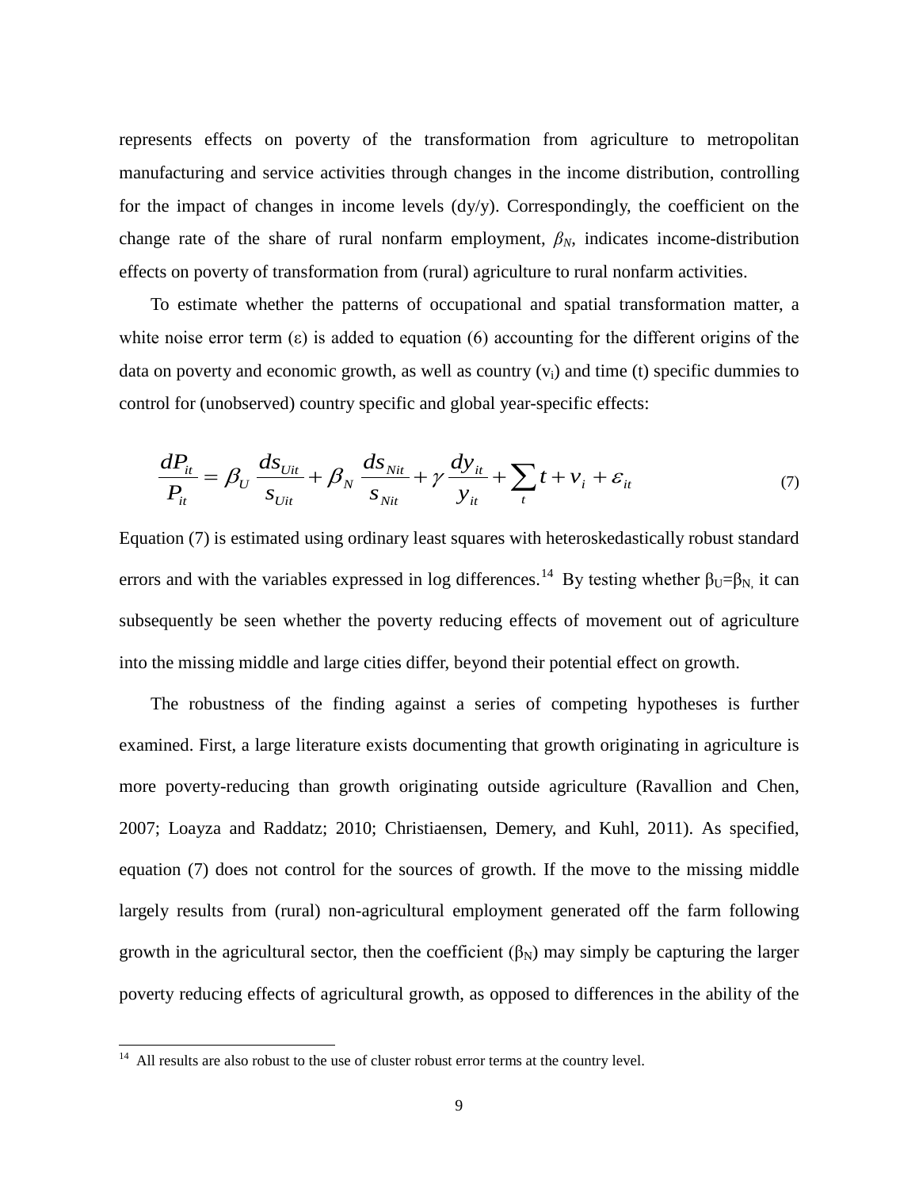represents effects on poverty of the transformation from agriculture to metropolitan manufacturing and service activities through changes in the income distribution, controlling for the impact of changes in income levels (dy/y). Correspondingly, the coefficient on the change rate of the share of rural nonfarm employment, $\beta_N$, indicates income-distribution effects on poverty of transformation from (rural) agriculture to rural nonfarm activities.

To estimate whether the patterns of occupational and spatial transformation matter, a white noise error term ($\varepsilon$) is added to equation (6) accounting for the different origins of the data on poverty and economic growth, as well as country ($v_i$) and time (t) specific dummies to control for (unobserved) country specific and global year-specific effects:

$$\frac{dP_{it}}{P_{it}} = \beta_U \frac{ds_{Uit}}{s_{Uit}} + \beta_N \frac{ds_{Nit}}{s_{Nit}} + \gamma \frac{dy_{it}}{y_{it}} + \sum_t t + v_i + \varepsilon_{it} \tag{7}$$

Equation (7) is estimated using ordinary least squares with heteroskedastically robust standard errors and with the variables expressed in log differences.[14] By testing whether $\beta_U=\beta_N$, it can subsequently be seen whether the poverty reducing effects of movement out of agriculture into the missing middle and large cities differ, beyond their potential effect on growth.

The robustness of the finding against a series of competing hypotheses is further examined. First, a large literature exists documenting that growth originating in agriculture is more poverty-reducing than growth originating outside agriculture (Ravallion and Chen, 2007; Loayza and Raddatz; 2010; Christiaensen, Demery, and Kuhl, 2011). As specified, equation (7) does not control for the sources of growth. If the move to the missing middle largely results from (rural) non-agricultural employment generated off the farm following growth in the agricultural sector, then the coefficient ($\beta_N$) may simply be capturing the larger poverty reducing effects of agricultural growth, as opposed to differences in the ability of the

[14] All results are also robust to the use of cluster robust error terms at the country level.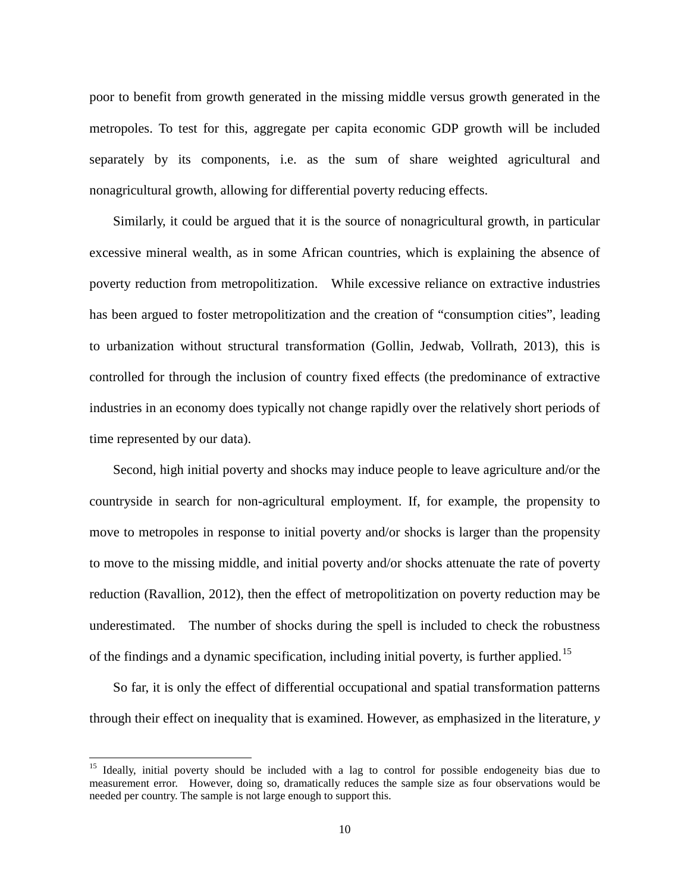poor to benefit from growth generated in the missing middle versus growth generated in the metropoles. To test for this, aggregate per capita economic GDP growth will be included separately by its components, i.e. as the sum of share weighted agricultural and nonagricultural growth, allowing for differential poverty reducing effects.

Similarly, it could be argued that it is the source of nonagricultural growth, in particular excessive mineral wealth, as in some African countries, which is explaining the absence of poverty reduction from metropolitization. While excessive reliance on extractive industries has been argued to foster metropolitization and the creation of "consumption cities", leading to urbanization without structural transformation (Gollin, Jedwab, Vollrath, 2013), this is controlled for through the inclusion of country fixed effects (the predominance of extractive industries in an economy does typically not change rapidly over the relatively short periods of time represented by our data).

Second, high initial poverty and shocks may induce people to leave agriculture and/or the countryside in search for non-agricultural employment. If, for example, the propensity to move to metropoles in response to initial poverty and/or shocks is larger than the propensity to move to the missing middle, and initial poverty and/or shocks attenuate the rate of poverty reduction (Ravallion, 2012), then the effect of metropolitization on poverty reduction may be underestimated. The number of shocks during the spell is included to check the robustness of the findings and a dynamic specification, including initial poverty, is further applied.[15]

So far, it is only the effect of differential occupational and spatial transformation patterns through their effect on inequality that is examined. However, as emphasized in the literature, *y*

[15] Ideally, initial poverty should be included with a lag to control for possible endogeneity bias due to measurement error. However, doing so, dramatically reduces the sample size as four observations would be needed per country. The sample is not large enough to support this.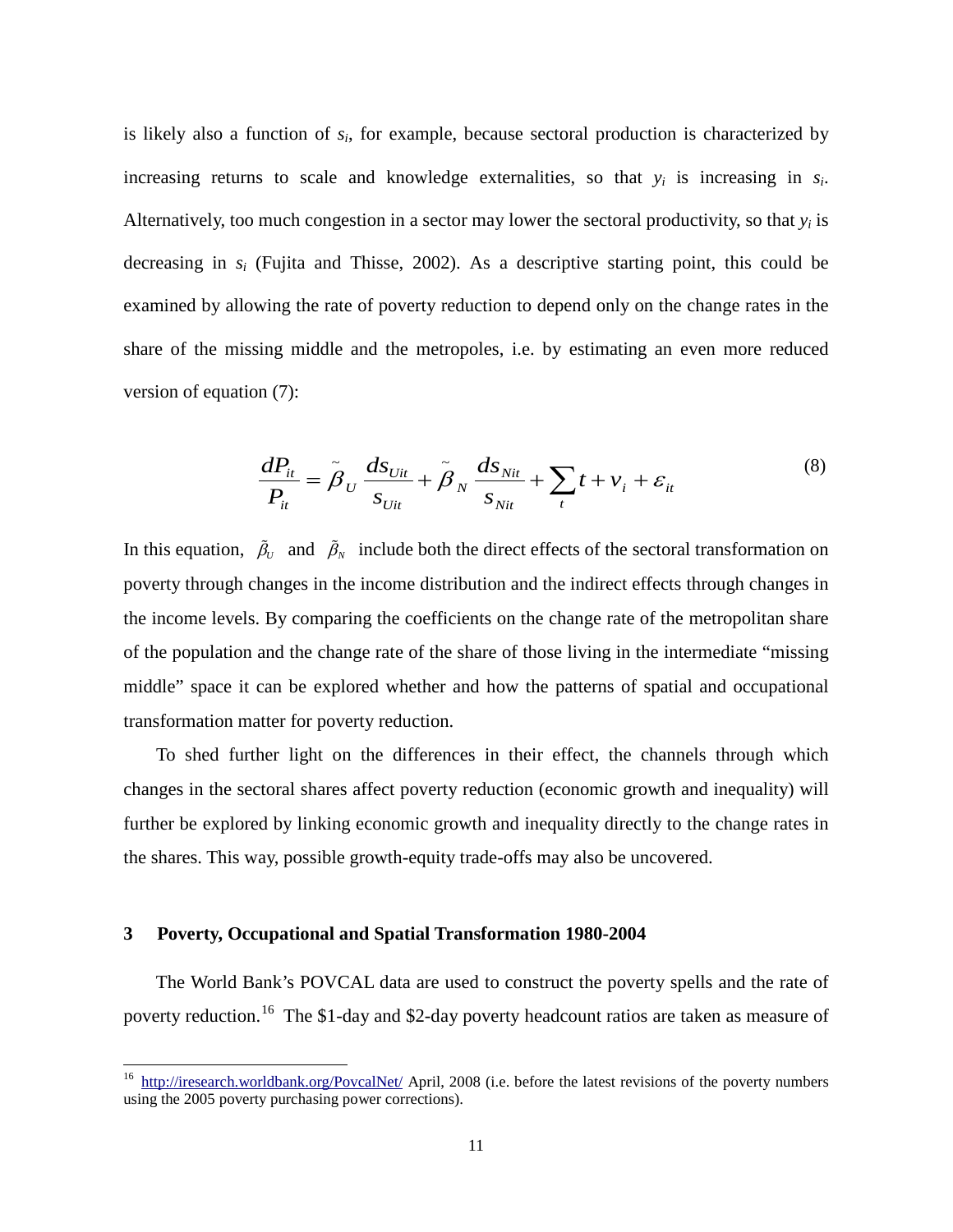is likely also a function of $s_i$, for example, because sectoral production is characterized by increasing returns to scale and knowledge externalities, so that $y_i$ is increasing in $s_i$. Alternatively, too much congestion in a sector may lower the sectoral productivity, so that $y_i$ is decreasing in $s_i$ (Fujita and Thisse, 2002). As a descriptive starting point, this could be examined by allowing the rate of poverty reduction to depend only on the change rates in the share of the missing middle and the metropoles, i.e. by estimating an even more reduced version of equation (7):

$$\frac{dP_{it}}{P_{it}} = \tilde{\beta}_U \frac{ds_{Uit}}{s_{Uit}} + \tilde{\beta}_N \frac{ds_{Nit}}{s_{Nit}} + \sum_t t + v_i + \varepsilon_{it} \tag{8}$$

In this equation, $\tilde{\beta}_U$ and $\tilde{\beta}_N$ include both the direct effects of the sectoral transformation on poverty through changes in the income distribution and the indirect effects through changes in the income levels. By comparing the coefficients on the change rate of the metropolitan share of the population and the change rate of the share of those living in the intermediate "missing middle" space it can be explored whether and how the patterns of spatial and occupational transformation matter for poverty reduction.

To shed further light on the differences in their effect, the channels through which changes in the sectoral shares affect poverty reduction (economic growth and inequality) will further be explored by linking economic growth and inequality directly to the change rates in the shares. This way, possible growth-equity trade-offs may also be uncovered.

## 3 Poverty, Occupational and Spatial Transformation 1980-2004

The World Bank's POVCAL data are used to construct the poverty spells and the rate of poverty reduction.[16] The \$1-day and \$2-day poverty headcount ratios are taken as measure of

[16] http://iresearch.worldbank.org/PovcalNet/ April, 2008 (i.e. before the latest revisions of the poverty numbers using the 2005 poverty purchasing power corrections).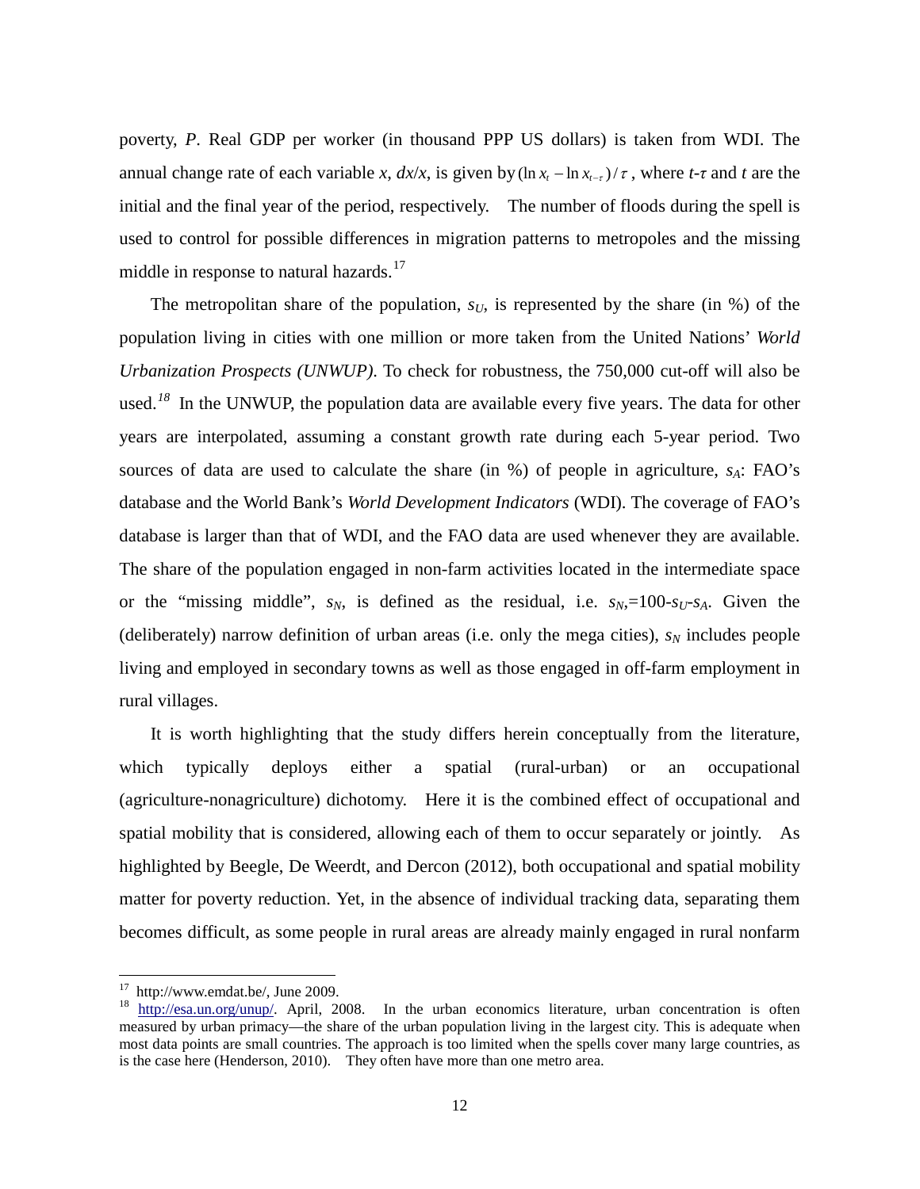poverty, *P*. Real GDP per worker (in thousand PPP US dollars) is taken from WDI. The annual change rate of each variable *x*, $dx/x$, is given by $(\ln x_t - \ln x_{t-\tau})/\tau$, where $t$-$\tau$ and $t$ are the initial and the final year of the period, respectively. The number of floods during the spell is used to control for possible differences in migration patterns to metropoles and the missing middle in response to natural hazards.[17]

The metropolitan share of the population, $s_U$, is represented by the share (in %) of the population living in cities with one million or more taken from the United Nations' *World Urbanization Prospects (UNWUP)*. To check for robustness, the 750,000 cut-off will also be used.[18] In the UNWUP, the population data are available every five years. The data for other years are interpolated, assuming a constant growth rate during each 5-year period. Two sources of data are used to calculate the share (in %) of people in agriculture, $s_A$: FAO's database and the World Bank's *World Development Indicators* (WDI). The coverage of FAO's database is larger than that of WDI, and the FAO data are used whenever they are available. The share of the population engaged in non-farm activities located in the intermediate space or the "missing middle", $s_N$, is defined as the residual, i.e. $s_N$,=100-$s_U$-$s_A$. Given the (deliberately) narrow definition of urban areas (i.e. only the mega cities), $s_N$ includes people living and employed in secondary towns as well as those engaged in off-farm employment in rural villages.

It is worth highlighting that the study differs herein conceptually from the literature, which typically deploys either a spatial (rural-urban) or an occupational (agriculture-nonagriculture) dichotomy. Here it is the combined effect of occupational and spatial mobility that is considered, allowing each of them to occur separately or jointly. As highlighted by Beegle, De Weerdt, and Dercon (2012), both occupational and spatial mobility matter for poverty reduction. Yet, in the absence of individual tracking data, separating them becomes difficult, as some people in rural areas are already mainly engaged in rural nonfarm

---

[17] http://www.emdat.be/, June 2009.

[18] http://esa.un.org/unup/. April, 2008. In the urban economics literature, urban concentration is often measured by urban primacy—the share of the urban population living in the largest city. This is adequate when most data points are small countries. The approach is too limited when the spells cover many large countries, as is the case here (Henderson, 2010). They often have more than one metro area.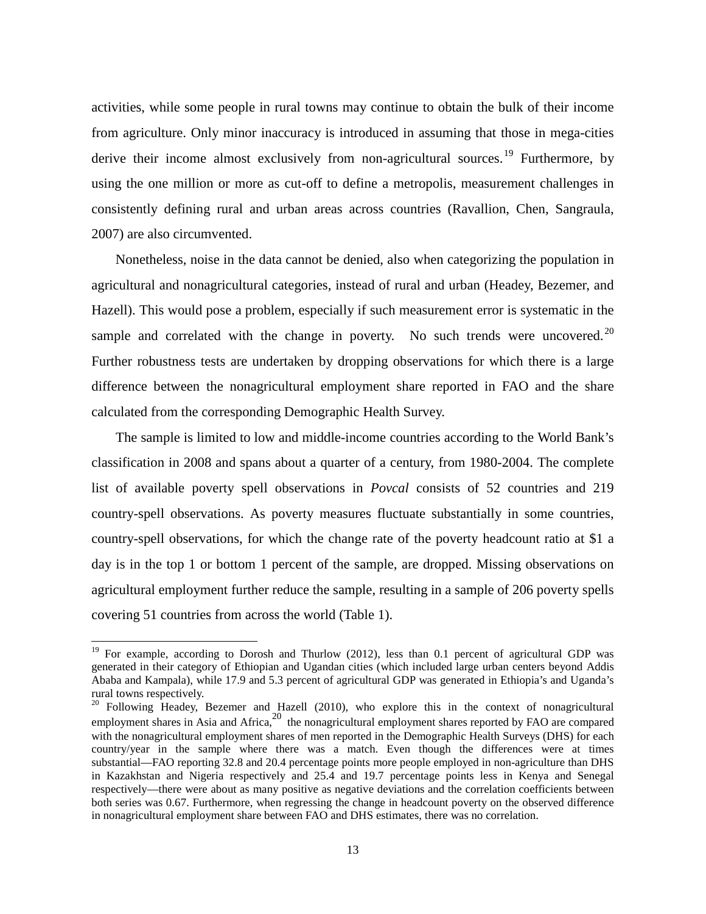activities, while some people in rural towns may continue to obtain the bulk of their income from agriculture. Only minor inaccuracy is introduced in assuming that those in mega-cities derive their income almost exclusively from non-agricultural sources.[19] Furthermore, by using the one million or more as cut-off to define a metropolis, measurement challenges in consistently defining rural and urban areas across countries (Ravallion, Chen, Sangraula, 2007) are also circumvented.

Nonetheless, noise in the data cannot be denied, also when categorizing the population in agricultural and nonagricultural categories, instead of rural and urban (Headey, Bezemer, and Hazell). This would pose a problem, especially if such measurement error is systematic in the sample and correlated with the change in poverty. No such trends were uncovered.[20] Further robustness tests are undertaken by dropping observations for which there is a large difference between the nonagricultural employment share reported in FAO and the share calculated from the corresponding Demographic Health Survey.

The sample is limited to low and middle-income countries according to the World Bank's classification in 2008 and spans about a quarter of a century, from 1980-2004. The complete list of available poverty spell observations in *Povcal* consists of 52 countries and 219 country-spell observations. As poverty measures fluctuate substantially in some countries, country-spell observations, for which the change rate of the poverty headcount ratio at \$1 a day is in the top 1 or bottom 1 percent of the sample, are dropped. Missing observations on agricultural employment further reduce the sample, resulting in a sample of 206 poverty spells covering 51 countries from across the world (Table 1).

---

[19] For example, according to Dorosh and Thurlow (2012), less than 0.1 percent of agricultural GDP was generated in their category of Ethiopian and Ugandan cities (which included large urban centers beyond Addis Ababa and Kampala), while 17.9 and 5.3 percent of agricultural GDP was generated in Ethiopia's and Uganda's rural towns respectively.

[20] Following Headey, Bezemer and Hazell (2010), who explore this in the context of nonagricultural employment shares in Asia and Africa,[20] the nonagricultural employment shares reported by FAO are compared with the nonagricultural employment shares of men reported in the Demographic Health Surveys (DHS) for each country/year in the sample where there was a match. Even though the differences were at times substantial—FAO reporting 32.8 and 20.4 percentage points more people employed in non-agriculture than DHS in Kazakhstan and Nigeria respectively and 25.4 and 19.7 percentage points less in Kenya and Senegal respectively—there were about as many positive as negative deviations and the correlation coefficients between both series was 0.67. Furthermore, when regressing the change in headcount poverty on the observed difference in nonagricultural employment share between FAO and DHS estimates, there was no correlation.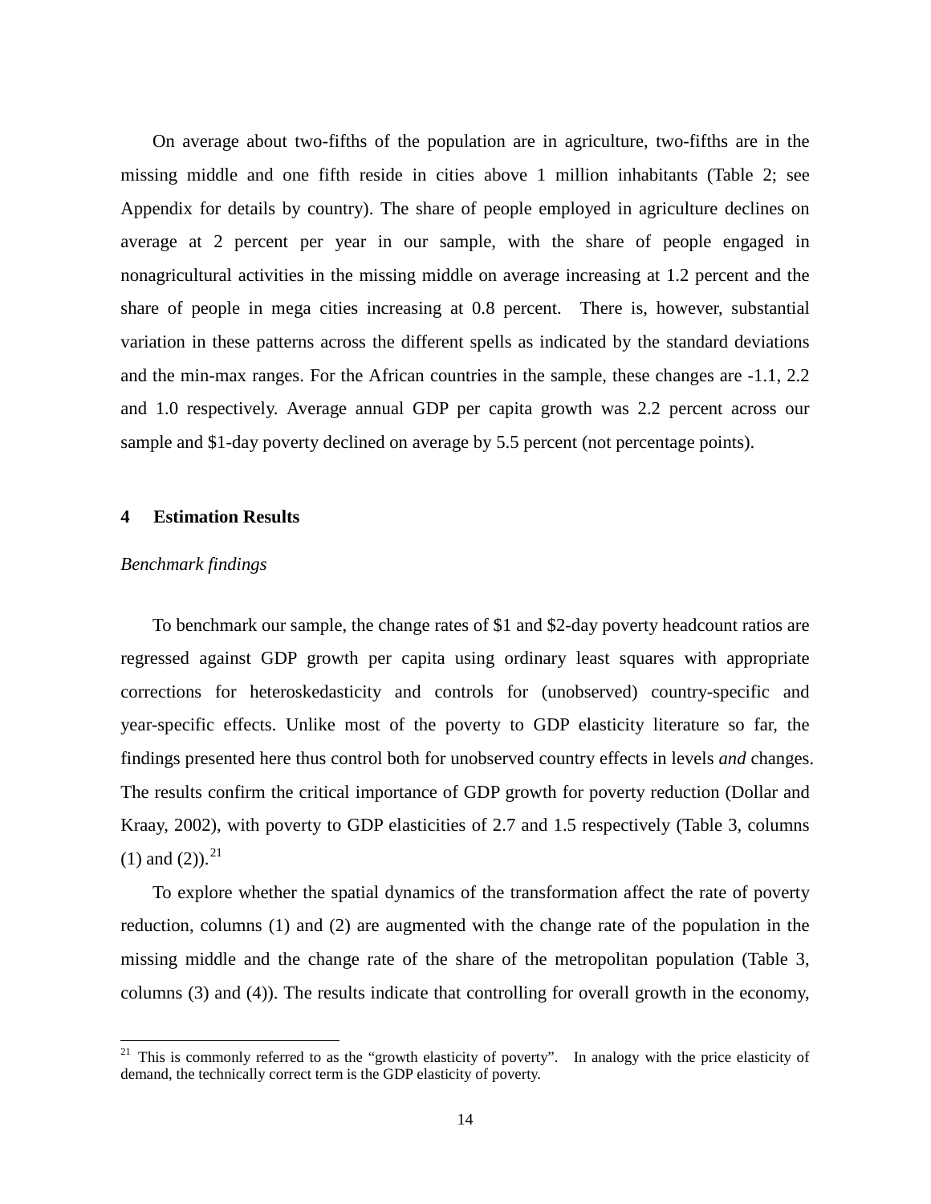On average about two-fifths of the population are in agriculture, two-fifths are in the missing middle and one fifth reside in cities above 1 million inhabitants (Table 2; see Appendix for details by country). The share of people employed in agriculture declines on average at 2 percent per year in our sample, with the share of people engaged in nonagricultural activities in the missing middle on average increasing at 1.2 percent and the share of people in mega cities increasing at 0.8 percent. There is, however, substantial variation in these patterns across the different spells as indicated by the standard deviations and the min-max ranges. For the African countries in the sample, these changes are -1.1, 2.2 and 1.0 respectively. Average annual GDP per capita growth was 2.2 percent across our sample and $1-day poverty declined on average by 5.5 percent (not percentage points).

## 4 Estimation Results

*Benchmark findings*

To benchmark our sample, the change rates of $1 and $2-day poverty headcount ratios are regressed against GDP growth per capita using ordinary least squares with appropriate corrections for heteroskedasticity and controls for (unobserved) country-specific and year-specific effects. Unlike most of the poverty to GDP elasticity literature so far, the findings presented here thus control both for unobserved country effects in levels *and* changes. The results confirm the critical importance of GDP growth for poverty reduction (Dollar and Kraay, 2002), with poverty to GDP elasticities of 2.7 and 1.5 respectively (Table 3, columns (1) and (2)).[21]

To explore whether the spatial dynamics of the transformation affect the rate of poverty reduction, columns (1) and (2) are augmented with the change rate of the population in the missing middle and the change rate of the share of the metropolitan population (Table 3, columns (3) and (4)). The results indicate that controlling for overall growth in the economy,

[21] This is commonly referred to as the "growth elasticity of poverty". In analogy with the price elasticity of demand, the technically correct term is the GDP elasticity of poverty.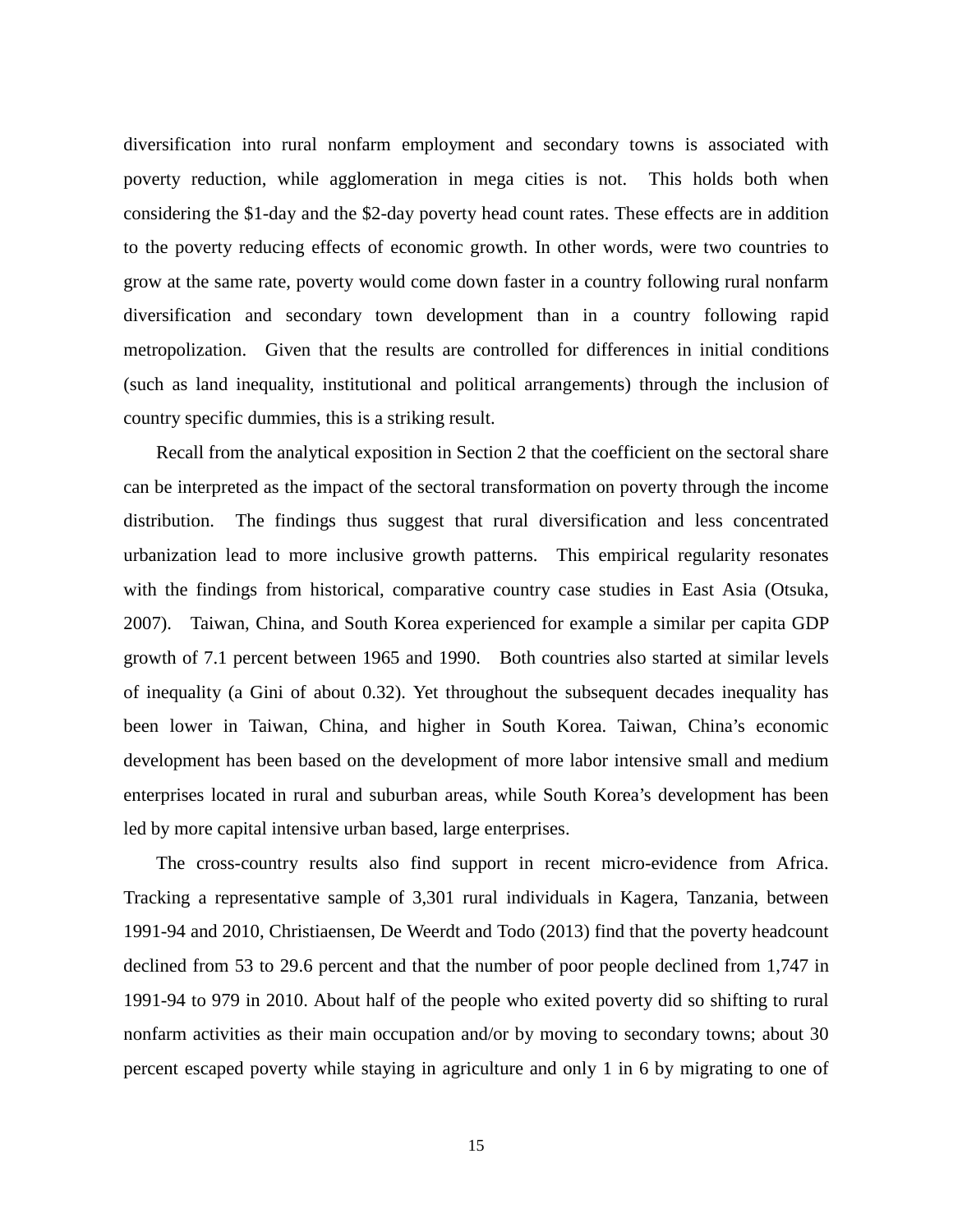diversification into rural nonfarm employment and secondary towns is associated with poverty reduction, while agglomeration in mega cities is not. This holds both when considering the $1-day and the $2-day poverty head count rates. These effects are in addition to the poverty reducing effects of economic growth. In other words, were two countries to grow at the same rate, poverty would come down faster in a country following rural nonfarm diversification and secondary town development than in a country following rapid metropolization. Given that the results are controlled for differences in initial conditions (such as land inequality, institutional and political arrangements) through the inclusion of country specific dummies, this is a striking result.

Recall from the analytical exposition in Section 2 that the coefficient on the sectoral share can be interpreted as the impact of the sectoral transformation on poverty through the income distribution. The findings thus suggest that rural diversification and less concentrated urbanization lead to more inclusive growth patterns. This empirical regularity resonates with the findings from historical, comparative country case studies in East Asia (Otsuka, 2007). Taiwan, China, and South Korea experienced for example a similar per capita GDP growth of 7.1 percent between 1965 and 1990. Both countries also started at similar levels of inequality (a Gini of about 0.32). Yet throughout the subsequent decades inequality has been lower in Taiwan, China, and higher in South Korea. Taiwan, China's economic development has been based on the development of more labor intensive small and medium enterprises located in rural and suburban areas, while South Korea's development has been led by more capital intensive urban based, large enterprises.

The cross-country results also find support in recent micro-evidence from Africa. Tracking a representative sample of 3,301 rural individuals in Kagera, Tanzania, between 1991-94 and 2010, Christiaensen, De Weerdt and Todo (2013) find that the poverty headcount declined from 53 to 29.6 percent and that the number of poor people declined from 1,747 in 1991-94 to 979 in 2010. About half of the people who exited poverty did so shifting to rural nonfarm activities as their main occupation and/or by moving to secondary towns; about 30 percent escaped poverty while staying in agriculture and only 1 in 6 by migrating to one of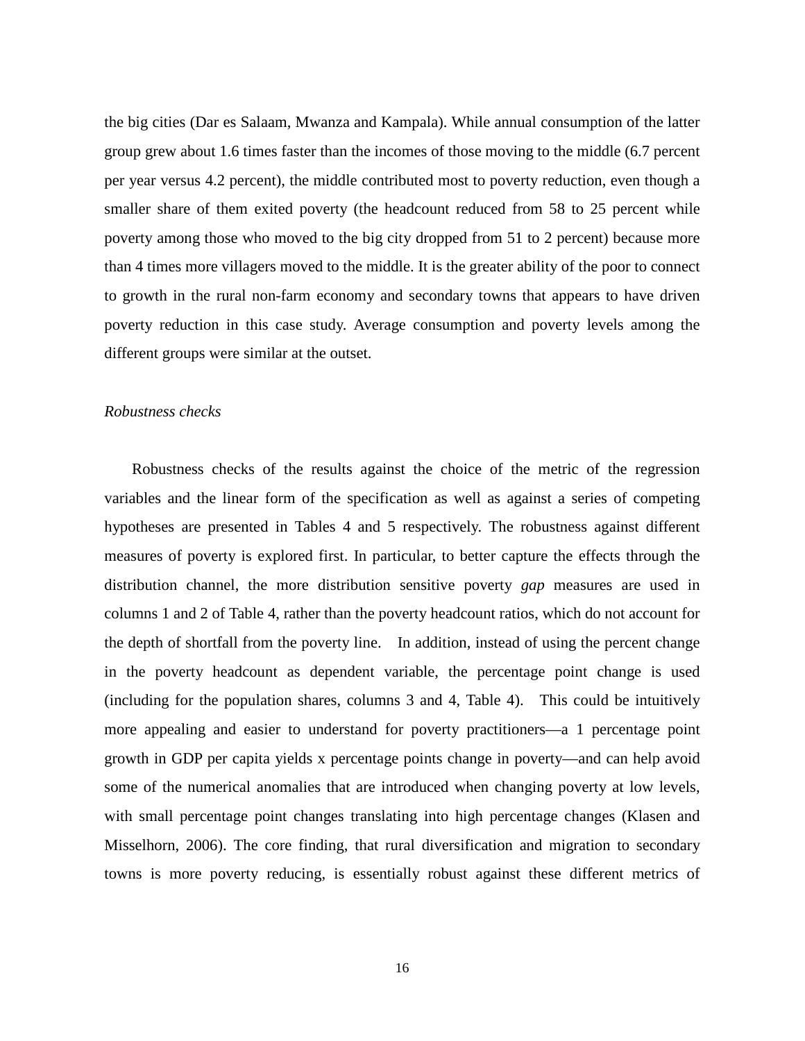the big cities (Dar es Salaam, Mwanza and Kampala). While annual consumption of the latter group grew about 1.6 times faster than the incomes of those moving to the middle (6.7 percent per year versus 4.2 percent), the middle contributed most to poverty reduction, even though a smaller share of them exited poverty (the headcount reduced from 58 to 25 percent while poverty among those who moved to the big city dropped from 51 to 2 percent) because more than 4 times more villagers moved to the middle. It is the greater ability of the poor to connect to growth in the rural non-farm economy and secondary towns that appears to have driven poverty reduction in this case study. Average consumption and poverty levels among the different groups were similar at the outset.

*Robustness checks*

Robustness checks of the results against the choice of the metric of the regression variables and the linear form of the specification as well as against a series of competing hypotheses are presented in Tables 4 and 5 respectively. The robustness against different measures of poverty is explored first. In particular, to better capture the effects through the distribution channel, the more distribution sensitive poverty *gap* measures are used in columns 1 and 2 of Table 4, rather than the poverty headcount ratios, which do not account for the depth of shortfall from the poverty line. In addition, instead of using the percent change in the poverty headcount as dependent variable, the percentage point change is used (including for the population shares, columns 3 and 4, Table 4). This could be intuitively more appealing and easier to understand for poverty practitioners—a 1 percentage point growth in GDP per capita yields x percentage points change in poverty—and can help avoid some of the numerical anomalies that are introduced when changing poverty at low levels, with small percentage point changes translating into high percentage changes (Klasen and Misselhorn, 2006). The core finding, that rural diversification and migration to secondary towns is more poverty reducing, is essentially robust against these different metrics of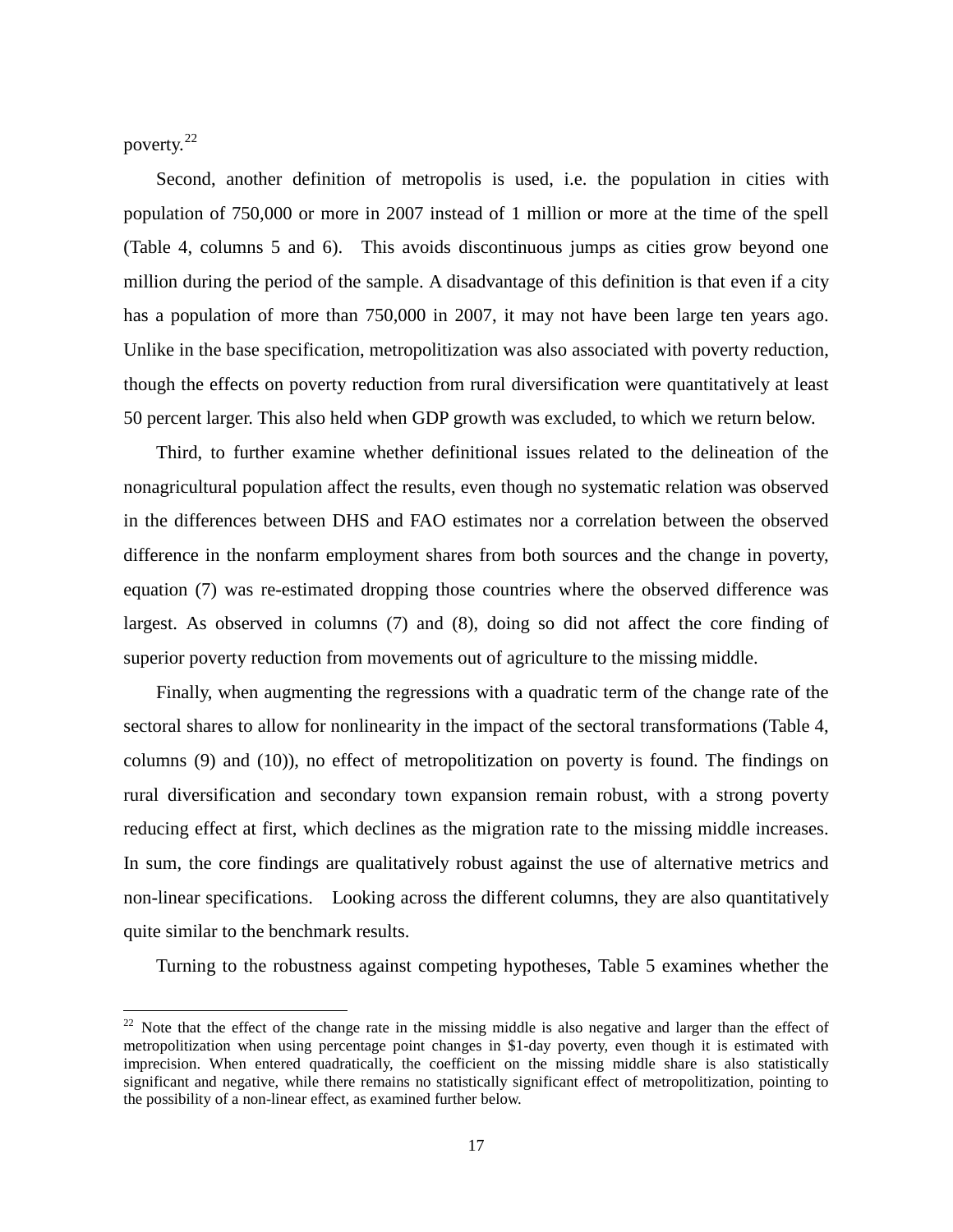poverty.[22]

Second, another definition of metropolis is used, i.e. the population in cities with population of 750,000 or more in 2007 instead of 1 million or more at the time of the spell (Table 4, columns 5 and 6). This avoids discontinuous jumps as cities grow beyond one million during the period of the sample. A disadvantage of this definition is that even if a city has a population of more than 750,000 in 2007, it may not have been large ten years ago. Unlike in the base specification, metropolitization was also associated with poverty reduction, though the effects on poverty reduction from rural diversification were quantitatively at least 50 percent larger. This also held when GDP growth was excluded, to which we return below.

Third, to further examine whether definitional issues related to the delineation of the nonagricultural population affect the results, even though no systematic relation was observed in the differences between DHS and FAO estimates nor a correlation between the observed difference in the nonfarm employment shares from both sources and the change in poverty, equation (7) was re-estimated dropping those countries where the observed difference was largest. As observed in columns (7) and (8), doing so did not affect the core finding of superior poverty reduction from movements out of agriculture to the missing middle.

Finally, when augmenting the regressions with a quadratic term of the change rate of the sectoral shares to allow for nonlinearity in the impact of the sectoral transformations (Table 4, columns (9) and (10)), no effect of metropolitization on poverty is found. The findings on rural diversification and secondary town expansion remain robust, with a strong poverty reducing effect at first, which declines as the migration rate to the missing middle increases. In sum, the core findings are qualitatively robust against the use of alternative metrics and non-linear specifications. Looking across the different columns, they are also quantitatively quite similar to the benchmark results.

Turning to the robustness against competing hypotheses, Table 5 examines whether the

---

[22] Note that the effect of the change rate in the missing middle is also negative and larger than the effect of metropolitization when using percentage point changes in $1-day poverty, even though it is estimated with imprecision. When entered quadratically, the coefficient on the missing middle share is also statistically significant and negative, while there remains no statistically significant effect of metropolitization, pointing to the possibility of a non-linear effect, as examined further below.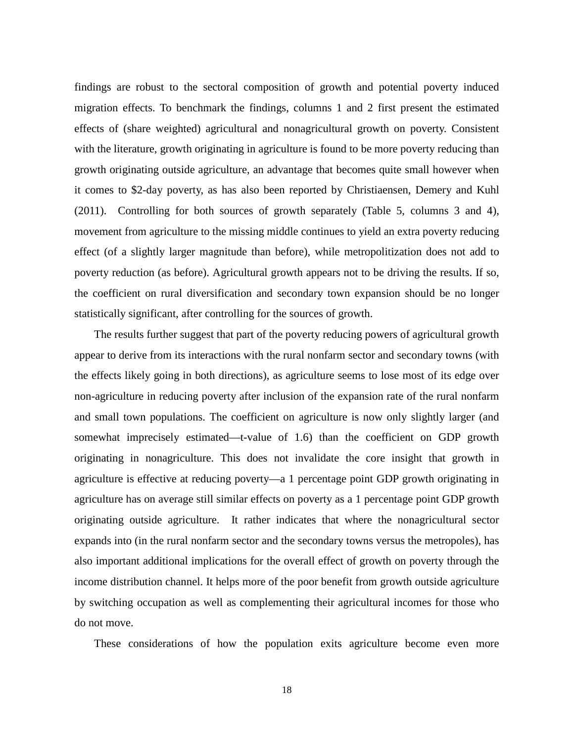findings are robust to the sectoral composition of growth and potential poverty induced migration effects. To benchmark the findings, columns 1 and 2 first present the estimated effects of (share weighted) agricultural and nonagricultural growth on poverty. Consistent with the literature, growth originating in agriculture is found to be more poverty reducing than growth originating outside agriculture, an advantage that becomes quite small however when it comes to \$2-day poverty, as has also been reported by Christiaensen, Demery and Kuhl (2011). Controlling for both sources of growth separately (Table 5, columns 3 and 4), movement from agriculture to the missing middle continues to yield an extra poverty reducing effect (of a slightly larger magnitude than before), while metropolitization does not add to poverty reduction (as before). Agricultural growth appears not to be driving the results. If so, the coefficient on rural diversification and secondary town expansion should be no longer statistically significant, after controlling for the sources of growth.

The results further suggest that part of the poverty reducing powers of agricultural growth appear to derive from its interactions with the rural nonfarm sector and secondary towns (with the effects likely going in both directions), as agriculture seems to lose most of its edge over non-agriculture in reducing poverty after inclusion of the expansion rate of the rural nonfarm and small town populations. The coefficient on agriculture is now only slightly larger (and somewhat imprecisely estimated—t-value of 1.6) than the coefficient on GDP growth originating in nonagriculture. This does not invalidate the core insight that growth in agriculture is effective at reducing poverty—a 1 percentage point GDP growth originating in agriculture has on average still similar effects on poverty as a 1 percentage point GDP growth originating outside agriculture. It rather indicates that where the nonagricultural sector expands into (in the rural nonfarm sector and the secondary towns versus the metropoles), has also important additional implications for the overall effect of growth on poverty through the income distribution channel. It helps more of the poor benefit from growth outside agriculture by switching occupation as well as complementing their agricultural incomes for those who do not move.

These considerations of how the population exits agriculture become even more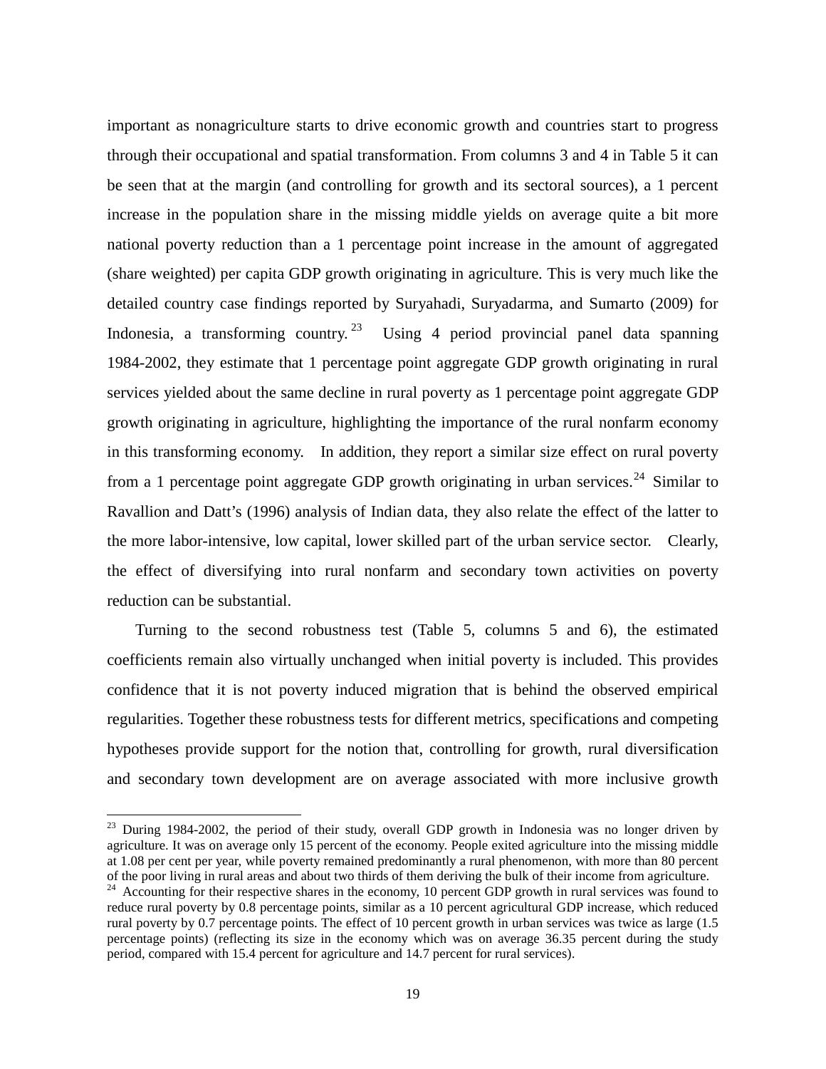important as nonagriculture starts to drive economic growth and countries start to progress through their occupational and spatial transformation. From columns 3 and 4 in Table 5 it can be seen that at the margin (and controlling for growth and its sectoral sources), a 1 percent increase in the population share in the missing middle yields on average quite a bit more national poverty reduction than a 1 percentage point increase in the amount of aggregated (share weighted) per capita GDP growth originating in agriculture. This is very much like the detailed country case findings reported by Suryahadi, Suryadarma, and Sumarto (2009) for Indonesia, a transforming country.[23] Using 4 period provincial panel data spanning 1984-2002, they estimate that 1 percentage point aggregate GDP growth originating in rural services yielded about the same decline in rural poverty as 1 percentage point aggregate GDP growth originating in agriculture, highlighting the importance of the rural nonfarm economy in this transforming economy. In addition, they report a similar size effect on rural poverty from a 1 percentage point aggregate GDP growth originating in urban services.[24] Similar to Ravallion and Datt's (1996) analysis of Indian data, they also relate the effect of the latter to the more labor-intensive, low capital, lower skilled part of the urban service sector. Clearly, the effect of diversifying into rural nonfarm and secondary town activities on poverty reduction can be substantial.

Turning to the second robustness test (Table 5, columns 5 and 6), the estimated coefficients remain also virtually unchanged when initial poverty is included. This provides confidence that it is not poverty induced migration that is behind the observed empirical regularities. Together these robustness tests for different metrics, specifications and competing hypotheses provide support for the notion that, controlling for growth, rural diversification and secondary town development are on average associated with more inclusive growth

---

[23] During 1984-2002, the period of their study, overall GDP growth in Indonesia was no longer driven by agriculture. It was on average only 15 percent of the economy. People exited agriculture into the missing middle at 1.08 per cent per year, while poverty remained predominantly a rural phenomenon, with more than 80 percent of the poor living in rural areas and about two thirds of them deriving the bulk of their income from agriculture.

[24] Accounting for their respective shares in the economy, 10 percent GDP growth in rural services was found to reduce rural poverty by 0.8 percentage points, similar as a 10 percent agricultural GDP increase, which reduced rural poverty by 0.7 percentage points. The effect of 10 percent growth in urban services was twice as large (1.5 percentage points) (reflecting its size in the economy which was on average 36.35 percent during the study period, compared with 15.4 percent for agriculture and 14.7 percent for rural services).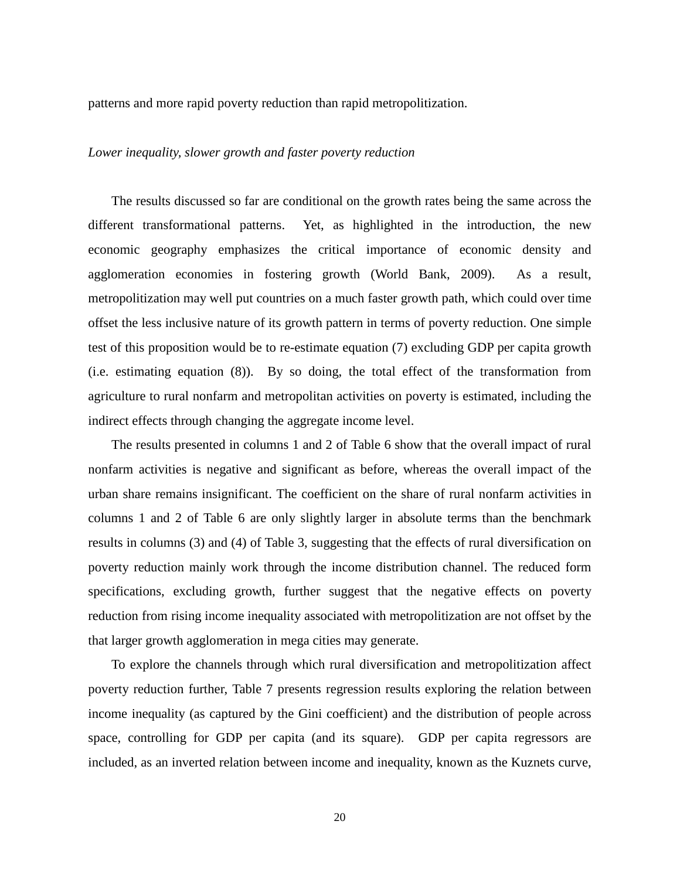patterns and more rapid poverty reduction than rapid metropolitization.

*Lower inequality, slower growth and faster poverty reduction*

The results discussed so far are conditional on the growth rates being the same across the different transformational patterns. Yet, as highlighted in the introduction, the new economic geography emphasizes the critical importance of economic density and agglomeration economies in fostering growth (World Bank, 2009). As a result, metropolitization may well put countries on a much faster growth path, which could over time offset the less inclusive nature of its growth pattern in terms of poverty reduction. One simple test of this proposition would be to re-estimate equation (7) excluding GDP per capita growth (i.e. estimating equation (8)). By so doing, the total effect of the transformation from agriculture to rural nonfarm and metropolitan activities on poverty is estimated, including the indirect effects through changing the aggregate income level.

The results presented in columns 1 and 2 of Table 6 show that the overall impact of rural nonfarm activities is negative and significant as before, whereas the overall impact of the urban share remains insignificant. The coefficient on the share of rural nonfarm activities in columns 1 and 2 of Table 6 are only slightly larger in absolute terms than the benchmark results in columns (3) and (4) of Table 3, suggesting that the effects of rural diversification on poverty reduction mainly work through the income distribution channel. The reduced form specifications, excluding growth, further suggest that the negative effects on poverty reduction from rising income inequality associated with metropolitization are not offset by the that larger growth agglomeration in mega cities may generate.

To explore the channels through which rural diversification and metropolitization affect poverty reduction further, Table 7 presents regression results exploring the relation between income inequality (as captured by the Gini coefficient) and the distribution of people across space, controlling for GDP per capita (and its square). GDP per capita regressors are included, as an inverted relation between income and inequality, known as the Kuznets curve,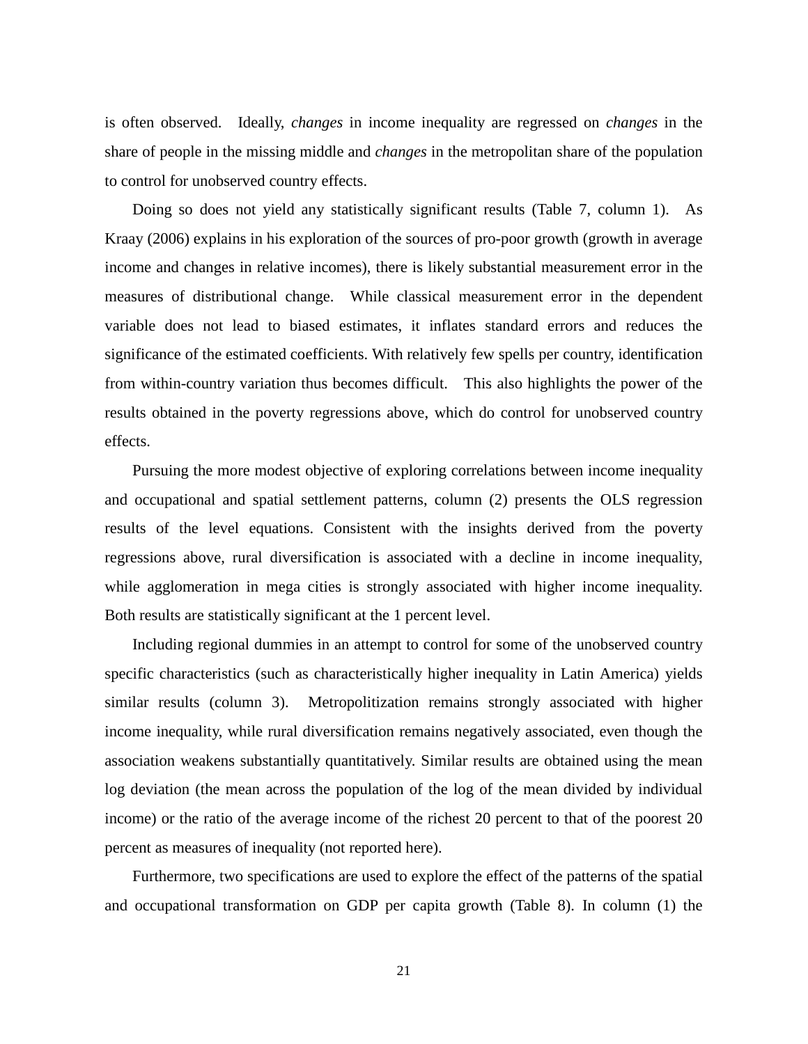is often observed. Ideally, *changes* in income inequality are regressed on *changes* in the share of people in the missing middle and *changes* in the metropolitan share of the population to control for unobserved country effects.

Doing so does not yield any statistically significant results (Table 7, column 1). As Kraay (2006) explains in his exploration of the sources of pro-poor growth (growth in average income and changes in relative incomes), there is likely substantial measurement error in the measures of distributional change. While classical measurement error in the dependent variable does not lead to biased estimates, it inflates standard errors and reduces the significance of the estimated coefficients. With relatively few spells per country, identification from within-country variation thus becomes difficult. This also highlights the power of the results obtained in the poverty regressions above, which do control for unobserved country effects.

Pursuing the more modest objective of exploring correlations between income inequality and occupational and spatial settlement patterns, column (2) presents the OLS regression results of the level equations. Consistent with the insights derived from the poverty regressions above, rural diversification is associated with a decline in income inequality, while agglomeration in mega cities is strongly associated with higher income inequality. Both results are statistically significant at the 1 percent level.

Including regional dummies in an attempt to control for some of the unobserved country specific characteristics (such as characteristically higher inequality in Latin America) yields similar results (column 3). Metropolitization remains strongly associated with higher income inequality, while rural diversification remains negatively associated, even though the association weakens substantially quantitatively. Similar results are obtained using the mean log deviation (the mean across the population of the log of the mean divided by individual income) or the ratio of the average income of the richest 20 percent to that of the poorest 20 percent as measures of inequality (not reported here).

Furthermore, two specifications are used to explore the effect of the patterns of the spatial and occupational transformation on GDP per capita growth (Table 8). In column (1) the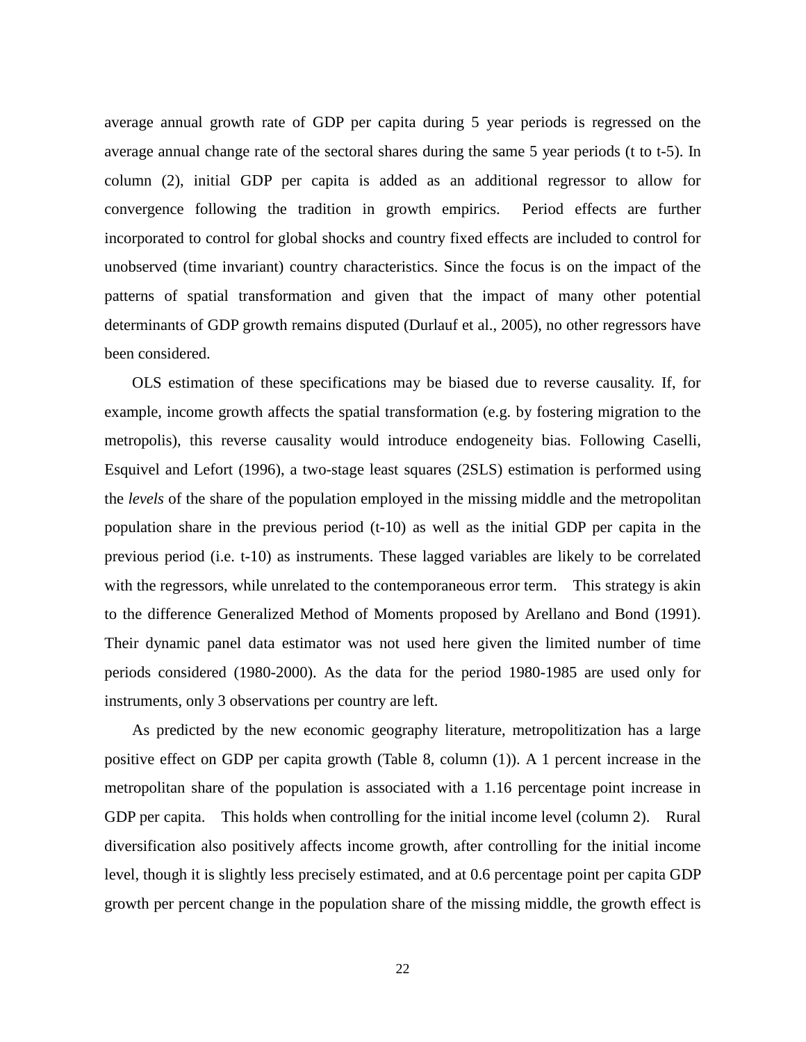average annual growth rate of GDP per capita during 5 year periods is regressed on the average annual change rate of the sectoral shares during the same 5 year periods (t to t-5). In column (2), initial GDP per capita is added as an additional regressor to allow for convergence following the tradition in growth empirics. Period effects are further incorporated to control for global shocks and country fixed effects are included to control for unobserved (time invariant) country characteristics. Since the focus is on the impact of the patterns of spatial transformation and given that the impact of many other potential determinants of GDP growth remains disputed (Durlauf et al., 2005), no other regressors have been considered.

OLS estimation of these specifications may be biased due to reverse causality. If, for example, income growth affects the spatial transformation (e.g. by fostering migration to the metropolis), this reverse causality would introduce endogeneity bias. Following Caselli, Esquivel and Lefort (1996), a two-stage least squares (2SLS) estimation is performed using the *levels* of the share of the population employed in the missing middle and the metropolitan population share in the previous period (t-10) as well as the initial GDP per capita in the previous period (i.e. t-10) as instruments. These lagged variables are likely to be correlated with the regressors, while unrelated to the contemporaneous error term. This strategy is akin to the difference Generalized Method of Moments proposed by Arellano and Bond (1991). Their dynamic panel data estimator was not used here given the limited number of time periods considered (1980-2000). As the data for the period 1980-1985 are used only for instruments, only 3 observations per country are left.

As predicted by the new economic geography literature, metropolitization has a large positive effect on GDP per capita growth (Table 8, column (1)). A 1 percent increase in the metropolitan share of the population is associated with a 1.16 percentage point increase in GDP per capita. This holds when controlling for the initial income level (column 2). Rural diversification also positively affects income growth, after controlling for the initial income level, though it is slightly less precisely estimated, and at 0.6 percentage point per capita GDP growth per percent change in the population share of the missing middle, the growth effect is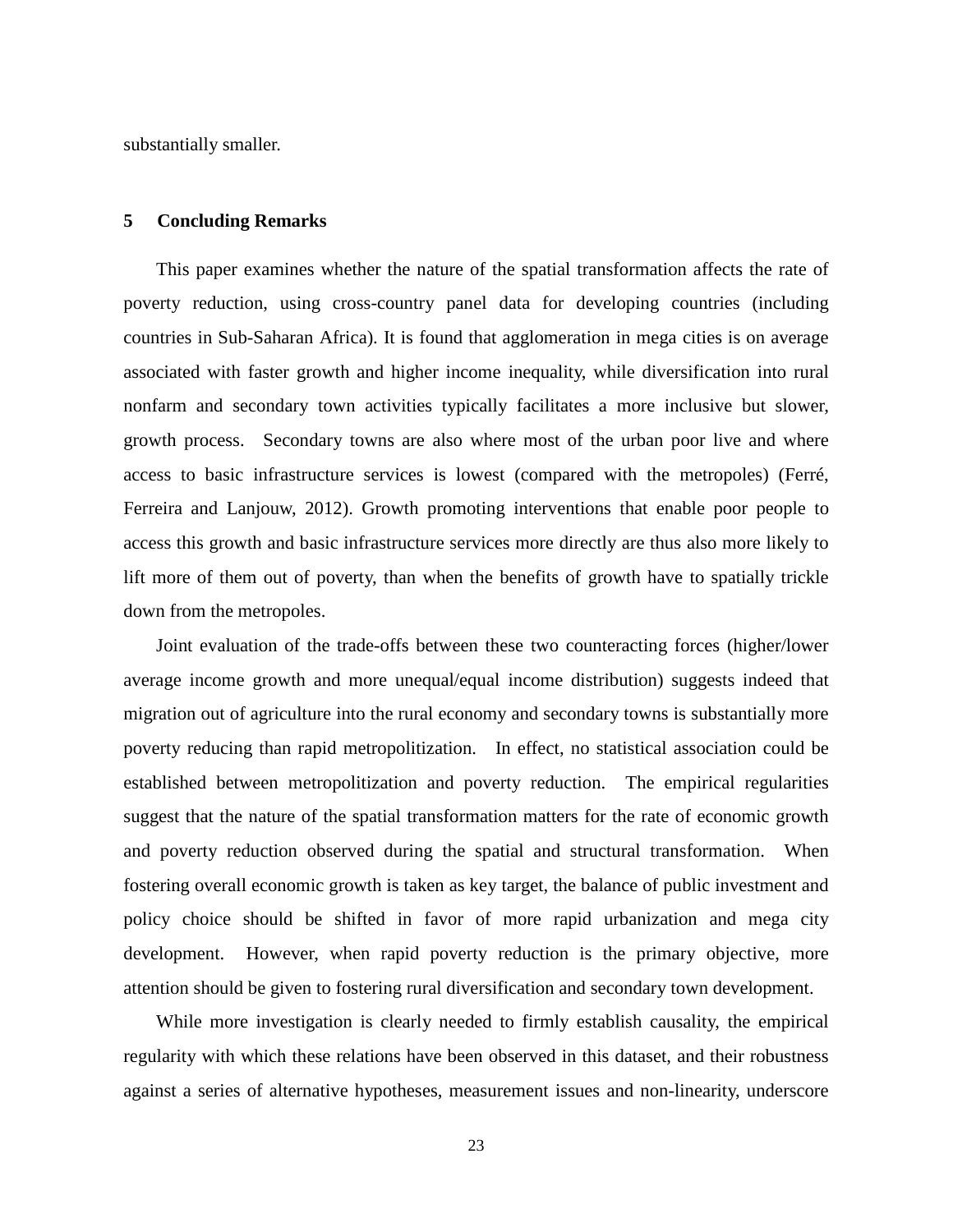substantially smaller.

## 5 Concluding Remarks

This paper examines whether the nature of the spatial transformation affects the rate of poverty reduction, using cross-country panel data for developing countries (including countries in Sub-Saharan Africa). It is found that agglomeration in mega cities is on average associated with faster growth and higher income inequality, while diversification into rural nonfarm and secondary town activities typically facilitates a more inclusive but slower, growth process. Secondary towns are also where most of the urban poor live and where access to basic infrastructure services is lowest (compared with the metropoles) (Ferré, Ferreira and Lanjouw, 2012). Growth promoting interventions that enable poor people to access this growth and basic infrastructure services more directly are thus also more likely to lift more of them out of poverty, than when the benefits of growth have to spatially trickle down from the metropoles.

Joint evaluation of the trade-offs between these two counteracting forces (higher/lower average income growth and more unequal/equal income distribution) suggests indeed that migration out of agriculture into the rural economy and secondary towns is substantially more poverty reducing than rapid metropolitization. In effect, no statistical association could be established between metropolitization and poverty reduction. The empirical regularities suggest that the nature of the spatial transformation matters for the rate of economic growth and poverty reduction observed during the spatial and structural transformation. When fostering overall economic growth is taken as key target, the balance of public investment and policy choice should be shifted in favor of more rapid urbanization and mega city development. However, when rapid poverty reduction is the primary objective, more attention should be given to fostering rural diversification and secondary town development.

While more investigation is clearly needed to firmly establish causality, the empirical regularity with which these relations have been observed in this dataset, and their robustness against a series of alternative hypotheses, measurement issues and non-linearity, underscore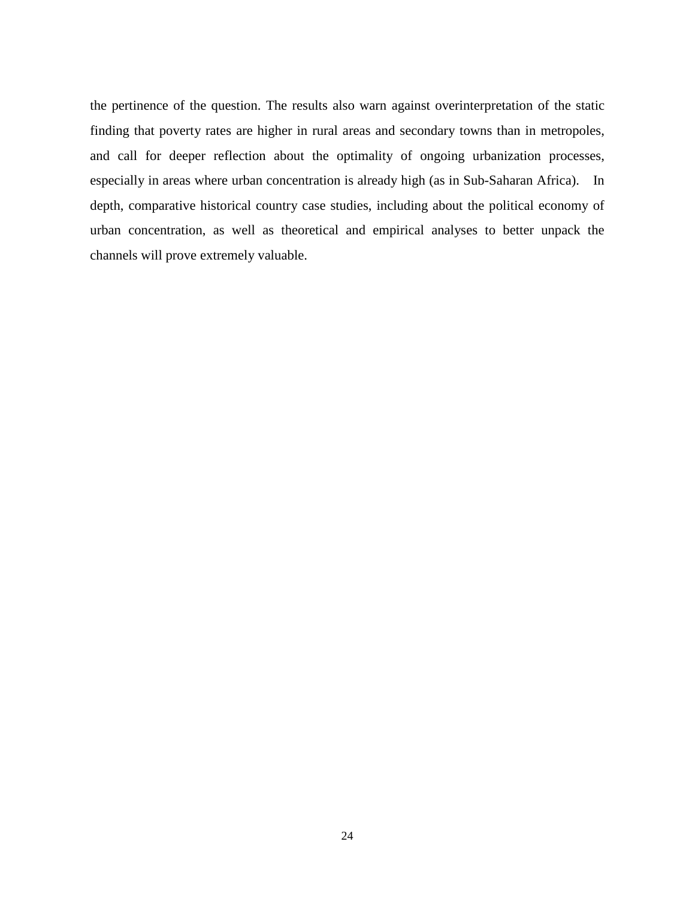the pertinence of the question. The results also warn against overinterpretation of the static finding that poverty rates are higher in rural areas and secondary towns than in metropoles, and call for deeper reflection about the optimality of ongoing urbanization processes, especially in areas where urban concentration is already high (as in Sub-Saharan Africa). In depth, comparative historical country case studies, including about the political economy of urban concentration, as well as theoretical and empirical analyses to better unpack the channels will prove extremely valuable.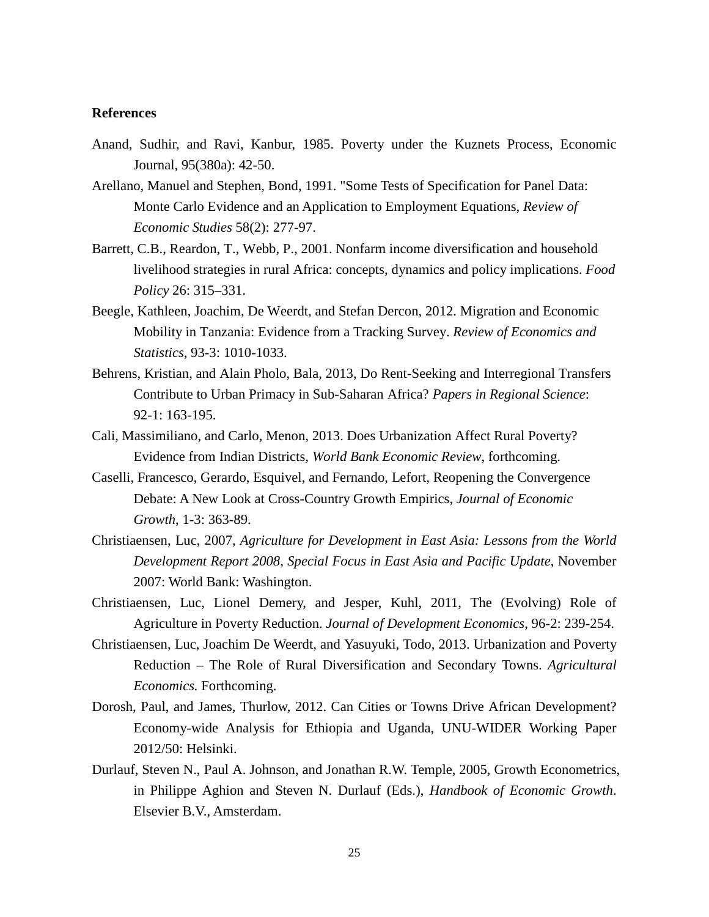**References**

Anand, Sudhir, and Ravi, Kanbur, 1985. Poverty under the Kuznets Process, Economic Journal, 95(380a): 42-50.

Arellano, Manuel and Stephen, Bond, 1991. "Some Tests of Specification for Panel Data: Monte Carlo Evidence and an Application to Employment Equations, *Review of Economic Studies* 58(2): 277-97.

Barrett, C.B., Reardon, T., Webb, P., 2001. Nonfarm income diversification and household livelihood strategies in rural Africa: concepts, dynamics and policy implications. *Food Policy* 26: 315–331.

Beegle, Kathleen, Joachim, De Weerdt, and Stefan Dercon, 2012. Migration and Economic Mobility in Tanzania: Evidence from a Tracking Survey. *Review of Economics and Statistics*, 93-3: 1010-1033.

Behrens, Kristian, and Alain Pholo, Bala, 2013, Do Rent-Seeking and Interregional Transfers Contribute to Urban Primacy in Sub-Saharan Africa? *Papers in Regional Science*: 92-1: 163-195.

Cali, Massimiliano, and Carlo, Menon, 2013. Does Urbanization Affect Rural Poverty? Evidence from Indian Districts, *World Bank Economic Review*, forthcoming.

Caselli, Francesco, Gerardo, Esquivel, and Fernando, Lefort, Reopening the Convergence Debate: A New Look at Cross-Country Growth Empirics, *Journal of Economic Growth*, 1-3: 363-89.

Christiaensen, Luc, 2007, *Agriculture for Development in East Asia: Lessons from the World Development Report 2008, Special Focus in East Asia and Pacific Update*, November 2007: World Bank: Washington.

Christiaensen, Luc, Lionel Demery, and Jesper, Kuhl, 2011, The (Evolving) Role of Agriculture in Poverty Reduction. *Journal of Development Economics*, 96-2: 239-254.

Christiaensen, Luc, Joachim De Weerdt, and Yasuyuki, Todo, 2013. Urbanization and Poverty Reduction – The Role of Rural Diversification and Secondary Towns. *Agricultural Economics.* Forthcoming.

Dorosh, Paul, and James, Thurlow, 2012. Can Cities or Towns Drive African Development? Economy-wide Analysis for Ethiopia and Uganda, UNU-WIDER Working Paper 2012/50: Helsinki.

Durlauf, Steven N., Paul A. Johnson, and Jonathan R.W. Temple, 2005, Growth Econometrics, in Philippe Aghion and Steven N. Durlauf (Eds.), *Handbook of Economic Growth*. Elsevier B.V., Amsterdam.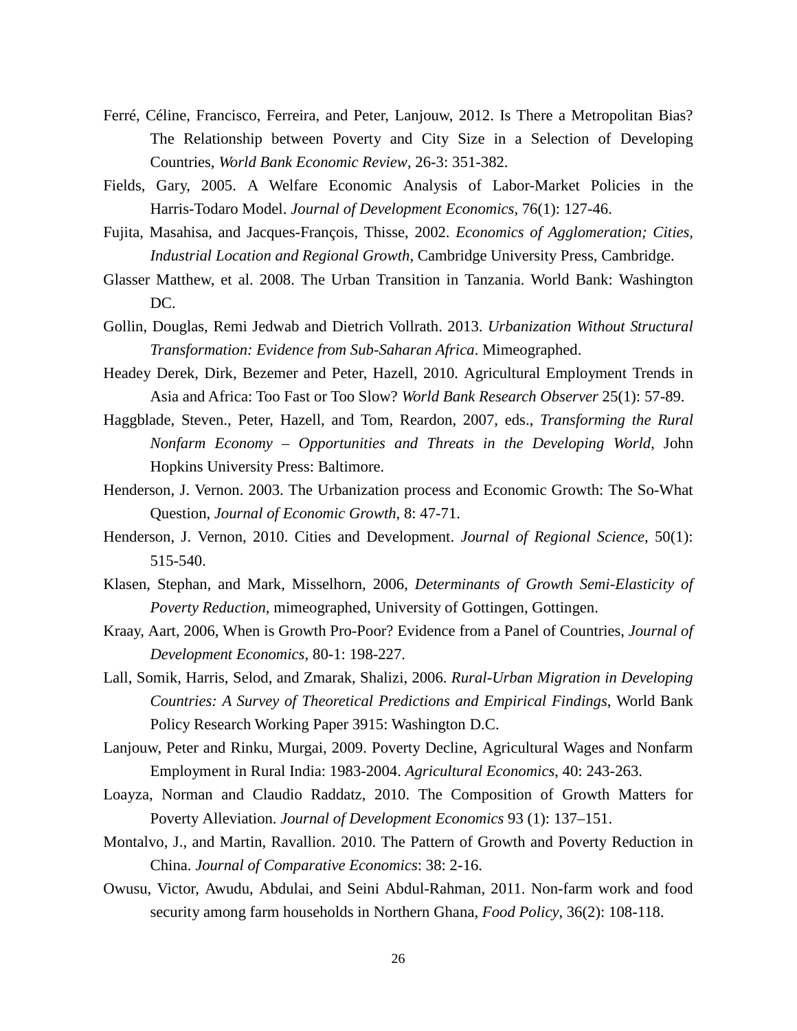Ferré, Céline, Francisco, Ferreira, and Peter, Lanjouw, 2012. Is There a Metropolitan Bias? The Relationship between Poverty and City Size in a Selection of Developing Countries, *World Bank Economic Review*, 26-3: 351-382.

Fields, Gary, 2005. A Welfare Economic Analysis of Labor-Market Policies in the Harris-Todaro Model. *Journal of Development Economics*, 76(1): 127-46.

Fujita, Masahisa, and Jacques-François, Thisse, 2002. *Economics of Agglomeration; Cities, Industrial Location and Regional Growth*, Cambridge University Press, Cambridge.

Glasser Matthew, et al. 2008. The Urban Transition in Tanzania. World Bank: Washington DC.

Gollin, Douglas, Remi Jedwab and Dietrich Vollrath. 2013. *Urbanization Without Structural Transformation: Evidence from Sub-Saharan Africa*. Mimeographed.

Headey Derek, Dirk, Bezemer and Peter, Hazell, 2010. Agricultural Employment Trends in Asia and Africa: Too Fast or Too Slow? *World Bank Research Observer* 25(1): 57-89.

Haggblade, Steven., Peter, Hazell, and Tom, Reardon, 2007, eds., *Transforming the Rural Nonfarm Economy – Opportunities and Threats in the Developing World*, John Hopkins University Press: Baltimore.

Henderson, J. Vernon. 2003. The Urbanization process and Economic Growth: The So-What Question, *Journal of Economic Growth*, 8: 47-71.

Henderson, J. Vernon, 2010. Cities and Development. *Journal of Regional Science*, 50(1): 515-540.

Klasen, Stephan, and Mark, Misselhorn, 2006, *Determinants of Growth Semi-Elasticity of Poverty Reduction*, mimeographed, University of Gottingen, Gottingen.

Kraay, Aart, 2006, When is Growth Pro-Poor? Evidence from a Panel of Countries, *Journal of Development Economics*, 80-1: 198-227.

Lall, Somik, Harris, Selod, and Zmarak, Shalizi, 2006. *Rural-Urban Migration in Developing Countries: A Survey of Theoretical Predictions and Empirical Findings*, World Bank Policy Research Working Paper 3915: Washington D.C.

Lanjouw, Peter and Rinku, Murgai, 2009. Poverty Decline, Agricultural Wages and Nonfarm Employment in Rural India: 1983-2004. *Agricultural Economics*, 40: 243-263.

Loayza, Norman and Claudio Raddatz, 2010. The Composition of Growth Matters for Poverty Alleviation. *Journal of Development Economics* 93 (1): 137–151.

Montalvo, J., and Martin, Ravallion. 2010. The Pattern of Growth and Poverty Reduction in China. *Journal of Comparative Economics*: 38: 2-16.

Owusu, Victor, Awudu, Abdulai, and Seini Abdul-Rahman, 2011. Non-farm work and food security among farm households in Northern Ghana, *Food Policy*, 36(2): 108-118.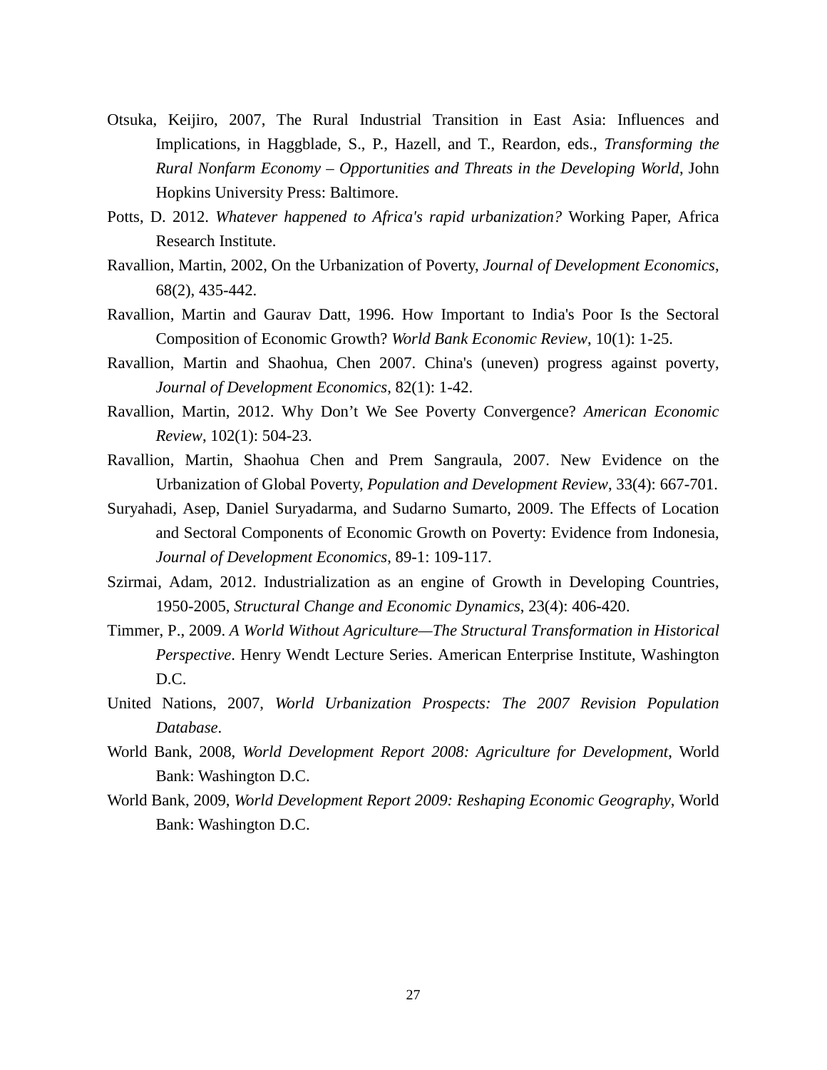Otsuka, Keijiro, 2007, The Rural Industrial Transition in East Asia: Influences and Implications, in Haggblade, S., P., Hazell, and T., Reardon, eds., *Transforming the Rural Nonfarm Economy – Opportunities and Threats in the Developing World*, John Hopkins University Press: Baltimore.

Potts, D. 2012. *Whatever happened to Africa's rapid urbanization?* Working Paper, Africa Research Institute.

Ravallion, Martin, 2002, On the Urbanization of Poverty, *Journal of Development Economics*, 68(2), 435-442.

Ravallion, Martin and Gaurav Datt, 1996. How Important to India's Poor Is the Sectoral Composition of Economic Growth? *World Bank Economic Review*, 10(1): 1-25.

Ravallion, Martin and Shaohua, Chen 2007. China's (uneven) progress against poverty, *Journal of Development Economics*, 82(1): 1-42.

Ravallion, Martin, 2012. Why Don't We See Poverty Convergence? *American Economic Review*, 102(1): 504-23.

Ravallion, Martin, Shaohua Chen and Prem Sangraula, 2007. New Evidence on the Urbanization of Global Poverty, *Population and Development Review*, 33(4): 667-701.

Suryahadi, Asep, Daniel Suryadarma, and Sudarno Sumarto, 2009. The Effects of Location and Sectoral Components of Economic Growth on Poverty: Evidence from Indonesia, *Journal of Development Economics*, 89-1: 109-117.

Szirmai, Adam, 2012. Industrialization as an engine of Growth in Developing Countries, 1950-2005, *Structural Change and Economic Dynamics*, 23(4): 406-420.

Timmer, P., 2009. *A World Without Agriculture—The Structural Transformation in Historical Perspective*. Henry Wendt Lecture Series. American Enterprise Institute, Washington D.C.

United Nations, 2007, *World Urbanization Prospects: The 2007 Revision Population Database*.

World Bank, 2008, *World Development Report 2008: Agriculture for Development*, World Bank: Washington D.C.

World Bank, 2009, *World Development Report 2009: Reshaping Economic Geography*, World Bank: Washington D.C.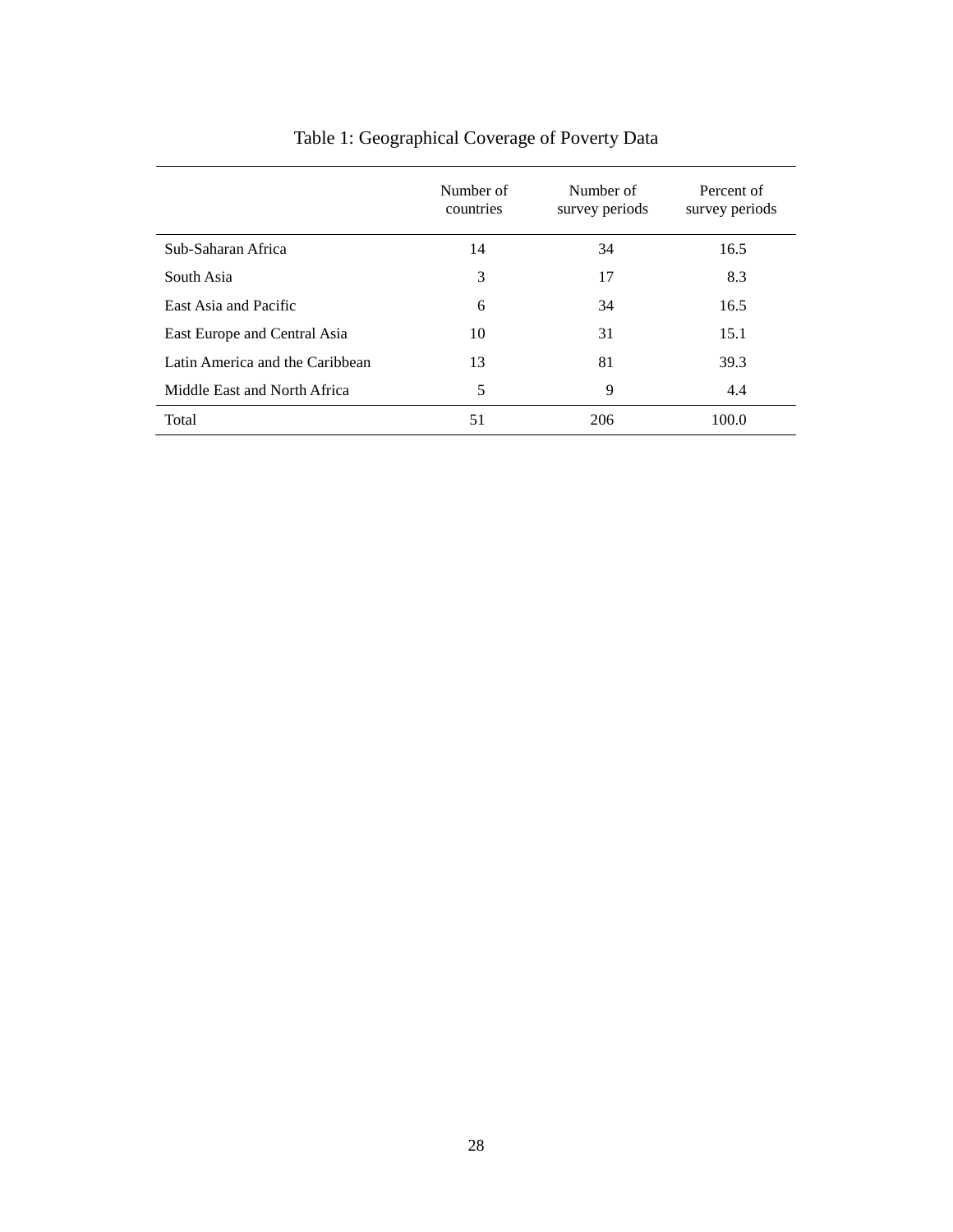Table 1: Geographical Coverage of Poverty Data

| | Number of countries | Number of survey periods | Percent of survey periods |
|---|---|---|---|
| Sub-Saharan Africa | 14 | 34 | 16.5 |
| South Asia | 3 | 17 | 8.3 |
| East Asia and Pacific | 6 | 34 | 16.5 |
| East Europe and Central Asia | 10 | 31 | 15.1 |
| Latin America and the Caribbean | 13 | 81 | 39.3 |
| Middle East and North Africa | 5 | 9 | 4.4 |
| Total | 51 | 206 | 100.0 |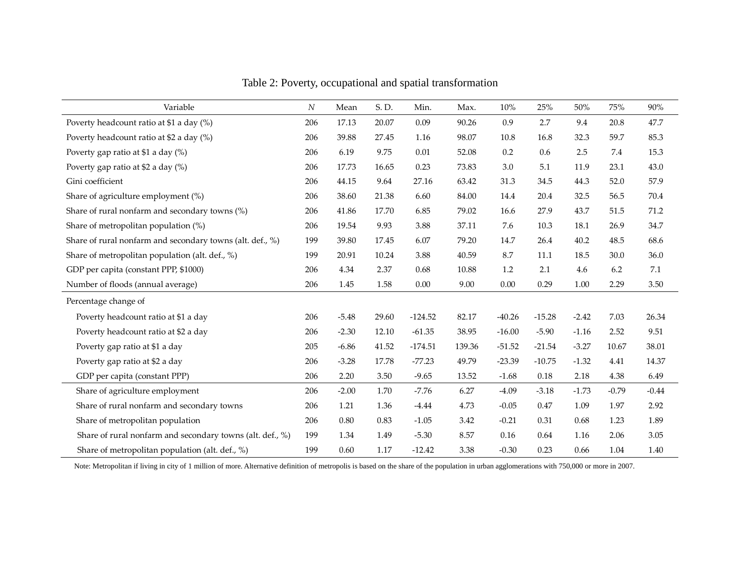# Table 2: Poverty, occupational and spatial transformation

| Variable | *N* | Mean | S. D. | Min. | Max. | 10% | 25% | 50% | 75% | 90% |
|---|---|---|---|---|---|---|---|---|---|---|
| Poverty headcount ratio at $1 a day (%) | 206 | 17.13 | 20.07 | 0.09 | 90.26 | 0.9 | 2.7 | 9.4 | 20.8 | 47.7 |
| Poverty headcount ratio at $2 a day (%) | 206 | 39.88 | 27.45 | 1.16 | 98.07 | 10.8 | 16.8 | 32.3 | 59.7 | 85.3 |
| Poverty gap ratio at $1 a day (%) | 206 | 6.19 | 9.75 | 0.01 | 52.08 | 0.2 | 0.6 | 2.5 | 7.4 | 15.3 |
| Poverty gap ratio at $2 a day (%) | 206 | 17.73 | 16.65 | 0.23 | 73.83 | 3.0 | 5.1 | 11.9 | 23.1 | 43.0 |
| Gini coefficient | 206 | 44.15 | 9.64 | 27.16 | 63.42 | 31.3 | 34.5 | 44.3 | 52.0 | 57.9 |
| Share of agriculture employment (%) | 206 | 38.60 | 21.38 | 6.60 | 84.00 | 14.4 | 20.4 | 32.5 | 56.5 | 70.4 |
| Share of rural nonfarm and secondary towns (%) | 206 | 41.86 | 17.70 | 6.85 | 79.02 | 16.6 | 27.9 | 43.7 | 51.5 | 71.2 |
| Share of metropolitan population (%) | 206 | 19.54 | 9.93 | 3.88 | 37.11 | 7.6 | 10.3 | 18.1 | 26.9 | 34.7 |
| Share of rural nonfarm and secondary towns (alt. def., %) | 199 | 39.80 | 17.45 | 6.07 | 79.20 | 14.7 | 26.4 | 40.2 | 48.5 | 68.6 |
| Share of metropolitan population (alt. def., %) | 199 | 20.91 | 10.24 | 3.88 | 40.59 | 8.7 | 11.1 | 18.5 | 30.0 | 36.0 |
| GDP per capita (constant PPP, $1000) | 206 | 4.34 | 2.37 | 0.68 | 10.88 | 1.2 | 2.1 | 4.6 | 6.2 | 7.1 |
| Number of floods (annual average) | 206 | 1.45 | 1.58 | 0.00 | 9.00 | 0.00 | 0.29 | 1.00 | 2.29 | 3.50 |
| Percentage change of | | | | | | | | | | |
| Poverty headcount ratio at $1 a day | 206 | -5.48 | 29.60 | -124.52 | 82.17 | -40.26 | -15.28 | -2.42 | 7.03 | 26.34 |
| Poverty headcount ratio at $2 a day | 206 | -2.30 | 12.10 | -61.35 | 38.95 | -16.00 | -5.90 | -1.16 | 2.52 | 9.51 |
| Poverty gap ratio at $1 a day | 205 | -6.86 | 41.52 | -174.51 | 139.36 | -51.52 | -21.54 | -3.27 | 10.67 | 38.01 |
| Poverty gap ratio at $2 a day | 206 | -3.28 | 17.78 | -77.23 | 49.79 | -23.39 | -10.75 | -1.32 | 4.41 | 14.37 |
| GDP per capita (constant PPP) | 206 | 2.20 | 3.50 | -9.65 | 13.52 | -1.68 | 0.18 | 2.18 | 4.38 | 6.49 |
| Share of agriculture employment | 206 | -2.00 | 1.70 | -7.76 | 6.27 | -4.09 | -3.18 | -1.73 | -0.79 | -0.44 |
| Share of rural nonfarm and secondary towns | 206 | 1.21 | 1.36 | -4.44 | 4.73 | -0.05 | 0.47 | 1.09 | 1.97 | 2.92 |
| Share of metropolitan population | 206 | 0.80 | 0.83 | -1.05 | 3.42 | -0.21 | 0.31 | 0.68 | 1.23 | 1.89 |
| Share of rural nonfarm and secondary towns (alt. def., %) | 199 | 1.34 | 1.49 | -5.30 | 8.57 | 0.16 | 0.64 | 1.16 | 2.06 | 3.05 |
| Share of metropolitan population (alt. def., %) | 199 | 0.60 | 1.17 | -12.42 | 3.38 | -0.30 | 0.23 | 0.66 | 1.04 | 1.40 |

Note: Metropolitan if living in city of 1 million of more. Alternative definition of metropolis is based on the share of the population in urban agglomerations with 750,000 or more in 2007.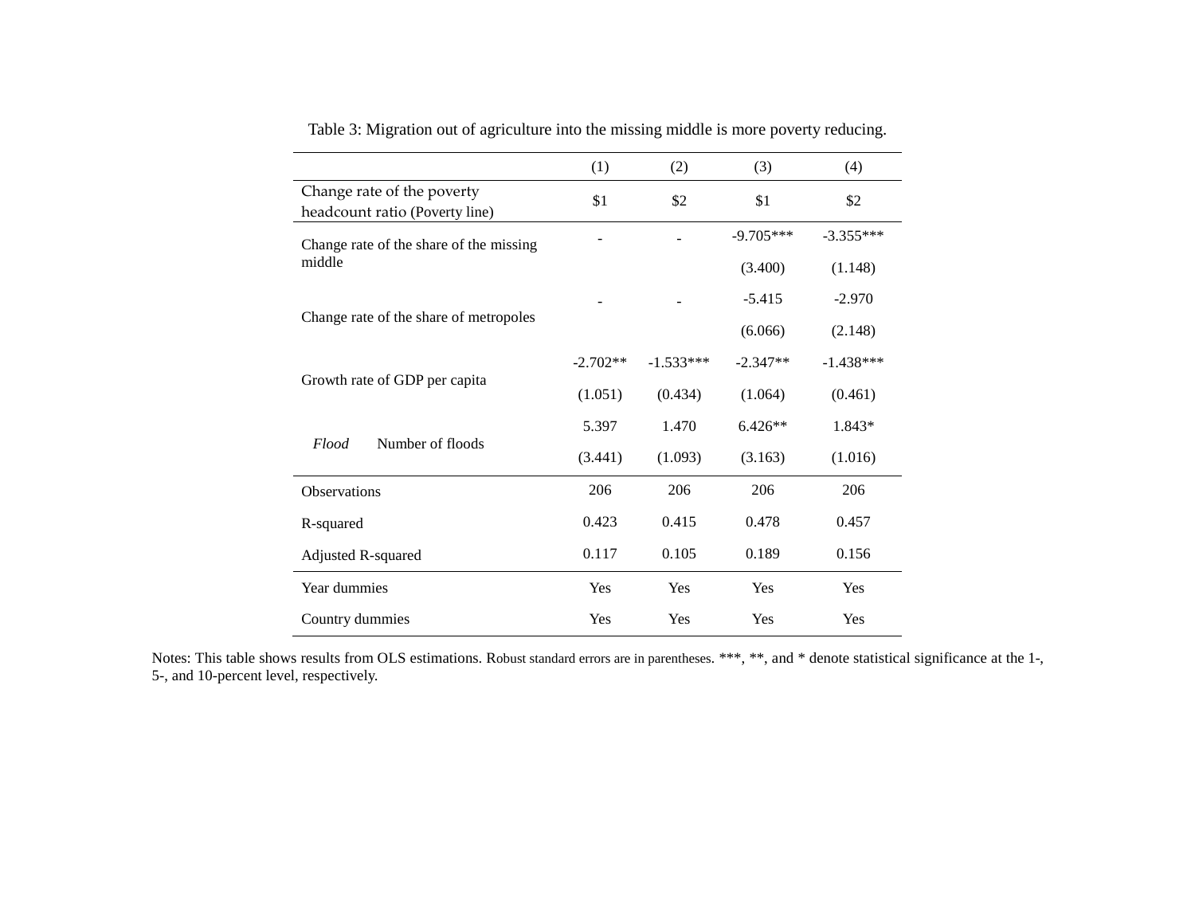Table 3: Migration out of agriculture into the missing middle is more poverty reducing.

| | (1) | (2) | (3) | (4) |
|---|---|---|---|---|
| Change rate of the poverty headcount ratio (Poverty line) | $1 | $2 | $1 | $2 |
| Change rate of the share of the missing middle | - | - | -9.705*** | -3.355*** |
| | | | (3.400) | (1.148) |
| Change rate of the share of metropoles | - | - | -5.415 | -2.970 |
| | | | (6.066) | (2.148) |
| Growth rate of GDP per capita | -2.702** | -1.533*** | -2.347** | -1.438*** |
| | (1.051) | (0.434) | (1.064) | (0.461) |
| *Flood* Number of floods | 5.397 | 1.470 | 6.426** | 1.843* |
| | (3.441) | (1.093) | (3.163) | (1.016) |
| Observations | 206 | 206 | 206 | 206 |
| R-squared | 0.423 | 0.415 | 0.478 | 0.457 |
| Adjusted R-squared | 0.117 | 0.105 | 0.189 | 0.156 |
| Year dummies | Yes | Yes | Yes | Yes |
| Country dummies | Yes | Yes | Yes | Yes |

Notes: This table shows results from OLS estimations. Robust standard errors are in parentheses. ***, **, and * denote statistical significance at the 1-, 5-, and 10-percent level, respectively.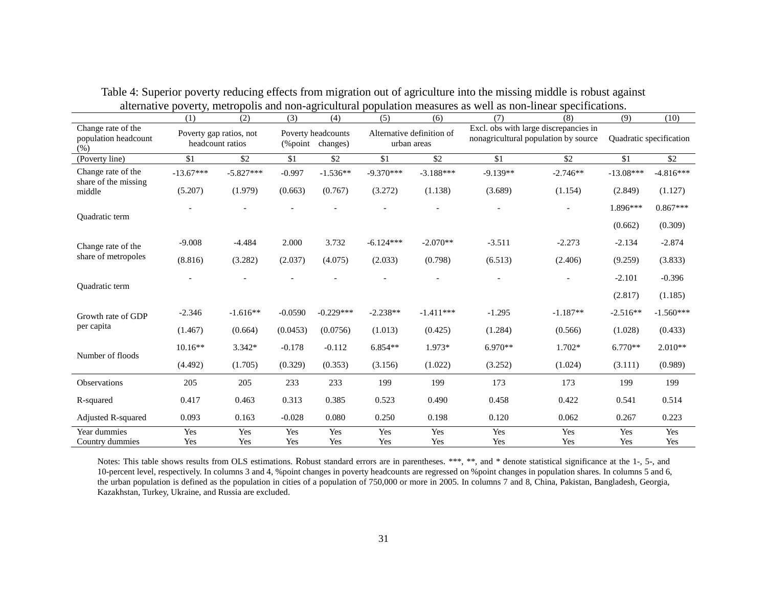Table 4: Superior poverty reducing effects from migration out of agriculture into the missing middle is robust against alternative poverty, metropolis and non-agricultural population measures as well as non-linear specifications.

| | (1) | (2) | (3) | (4) | (5) | (6) | (7) | (8) | (9) | (10) |
|---|---|---|---|---|---|---|---|---|---|---|
| Change rate of the population headcount (%) | Poverty gap ratios, not headcount ratios | | Poverty headcounts (%point changes) | | Alternative definition of urban areas | | Excl. obs with large discrepancies in nonagricultural population by source | | Quadratic specification | |
| (Poverty line) | $1 | $2 | $1 | $2 | $1 | $2 | $1 | $2 | $1 | $2 |
| Change rate of the share of the missing middle | -13.67*** | -5.827*** | -0.997 | -1.536** | -9.370*** | -3.188*** | -9.139** | -2.746** | -13.08*** | -4.816*** |
| | (5.207) | (1.979) | (0.663) | (0.767) | (3.272) | (1.138) | (3.689) | (1.154) | (2.849) | (1.127) |
| Quadratic term | - | - | - | - | - | - | - | - | 1.896*** | 0.867*** |
| | | | | | | | | | (0.662) | (0.309) |
| Change rate of the share of metropoles | -9.008 | -4.484 | 2.000 | 3.732 | -6.124*** | -2.070** | -3.511 | -2.273 | -2.134 | -2.874 |
| | (8.816) | (3.282) | (2.037) | (4.075) | (2.033) | (0.798) | (6.513) | (2.406) | (9.259) | (3.833) |
| Quadratic term | - | - | - | - | - | - | - | - | -2.101 | -0.396 |
| | | | | | | | | | (2.817) | (1.185) |
| Growth rate of GDP per capita | -2.346 | -1.616** | -0.0590 | -0.229*** | -2.238** | -1.411*** | -1.295 | -1.187** | -2.516** | -1.560*** |
| | (1.467) | (0.664) | (0.0453) | (0.0756) | (1.013) | (0.425) | (1.284) | (0.566) | (1.028) | (0.433) |
| Number of floods | 10.16** | 3.342* | -0.178 | -0.112 | 6.854** | 1.973* | 6.970** | 1.702* | 6.770** | 2.010** |
| | (4.492) | (1.705) | (0.329) | (0.353) | (3.156) | (1.022) | (3.252) | (1.024) | (3.111) | (0.989) |
| Observations | 205 | 205 | 233 | 233 | 199 | 199 | 173 | 173 | 199 | 199 |
| R-squared | 0.417 | 0.463 | 0.313 | 0.385 | 0.523 | 0.490 | 0.458 | 0.422 | 0.541 | 0.514 |
| Adjusted R-squared | 0.093 | 0.163 | -0.028 | 0.080 | 0.250 | 0.198 | 0.120 | 0.062 | 0.267 | 0.223 |
| Year dummies | Yes | Yes | Yes | Yes | Yes | Yes | Yes | Yes | Yes | Yes |
| Country dummies | Yes | Yes | Yes | Yes | Yes | Yes | Yes | Yes | Yes | Yes |

Notes: This table shows results from OLS estimations. Robust standard errors are in parentheses. ***, **, and * denote statistical significance at the 1-, 5-, and 10-percent level, respectively. In columns 3 and 4, %point changes in poverty headcounts are regressed on %point changes in population shares. In columns 5 and 6, the urban population is defined as the population in cities of a population of 750,000 or more in 2005. In columns 7 and 8, China, Pakistan, Bangladesh, Georgia, Kazakhstan, Turkey, Ukraine, and Russia are excluded.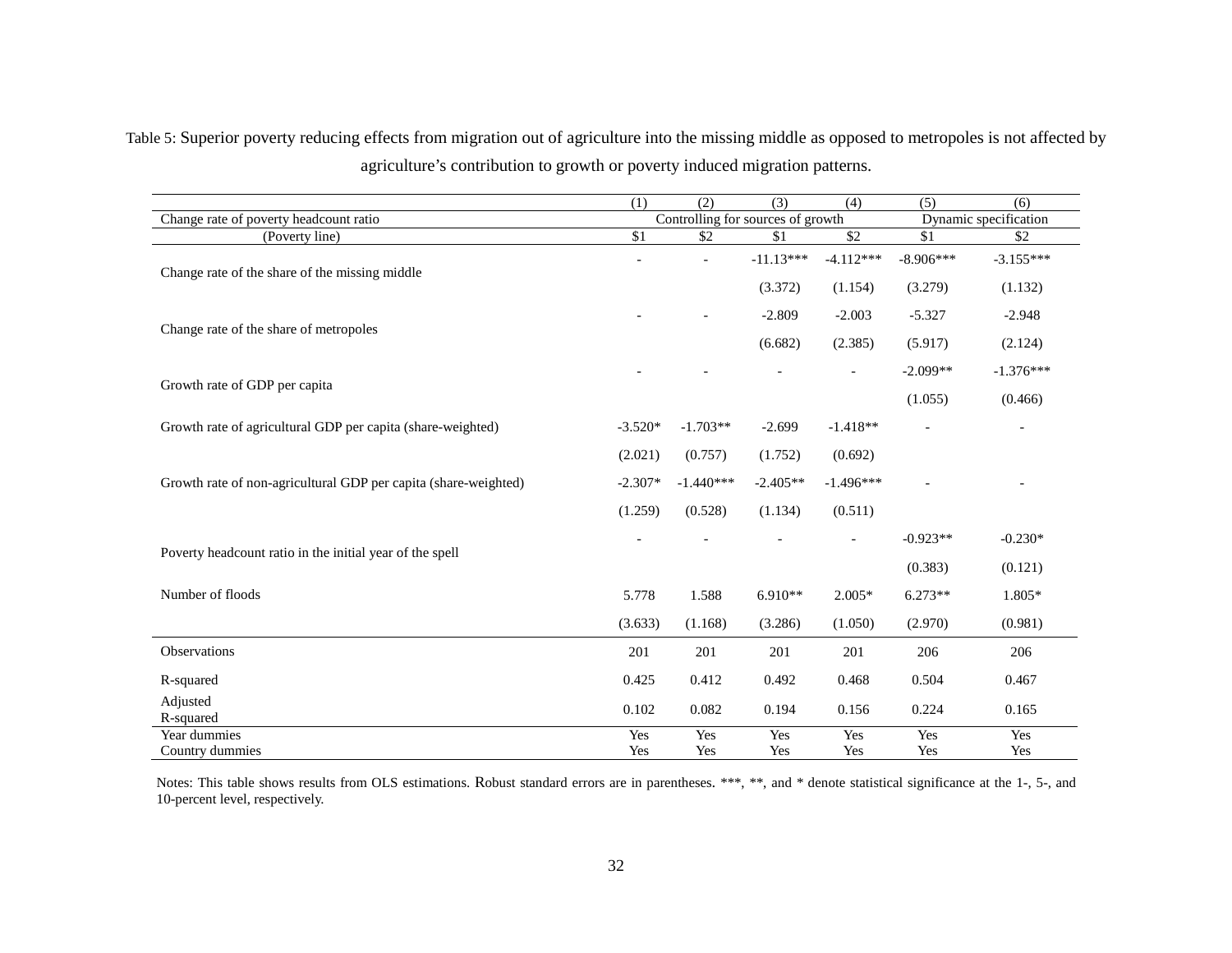Table 5: Superior poverty reducing effects from migration out of agriculture into the missing middle as opposed to metropoles is not affected by agriculture's contribution to growth or poverty induced migration patterns.

| | (1) | (2) | (3) | (4) | (5) | (6) |
|---|---|---|---|---|---|---|
| Change rate of poverty headcount ratio | Controlling for sources of growth | | | | Dynamic specification | |
| (Poverty line) | \$1 | \$2 | \$1 | \$2 | \$1 | \$2 |
| Change rate of the share of the missing middle | - | - | -11.13*** | -4.112*** | -8.906*** | -3.155*** |
| | | | (3.372) | (1.154) | (3.279) | (1.132) |
| Change rate of the share of metropoles | - | - | -2.809 | -2.003 | -5.327 | -2.948 |
| | | | (6.682) | (2.385) | (5.917) | (2.124) |
| Growth rate of GDP per capita | - | - | - | - | -2.099** | -1.376*** |
| | | | | | (1.055) | (0.466) |
| Growth rate of agricultural GDP per capita (share-weighted) | -3.520* | -1.703** | -2.699 | -1.418** | - | - |
| | (2.021) | (0.757) | (1.752) | (0.692) | | |
| Growth rate of non-agricultural GDP per capita (share-weighted) | -2.307* | -1.440*** | -2.405** | -1.496*** | - | - |
| | (1.259) | (0.528) | (1.134) | (0.511) | | |
| Poverty headcount ratio in the initial year of the spell | - | - | - | - | -0.923** | -0.230* |
| | | | | | (0.383) | (0.121) |
| Number of floods | 5.778 | 1.588 | 6.910** | 2.005* | 6.273** | 1.805* |
| | (3.633) | (1.168) | (3.286) | (1.050) | (2.970) | (0.981) |
| Observations | 201 | 201 | 201 | 201 | 206 | 206 |
| R-squared | 0.425 | 0.412 | 0.492 | 0.468 | 0.504 | 0.467 |
| Adjusted R-squared | 0.102 | 0.082 | 0.194 | 0.156 | 0.224 | 0.165 |
| Year dummies | Yes | Yes | Yes | Yes | Yes | Yes |
| Country dummies | Yes | Yes | Yes | Yes | Yes | Yes |

Notes: This table shows results from OLS estimations. Robust standard errors are in parentheses. ***, **, and * denote statistical significance at the 1-, 5-, and 10-percent level, respectively.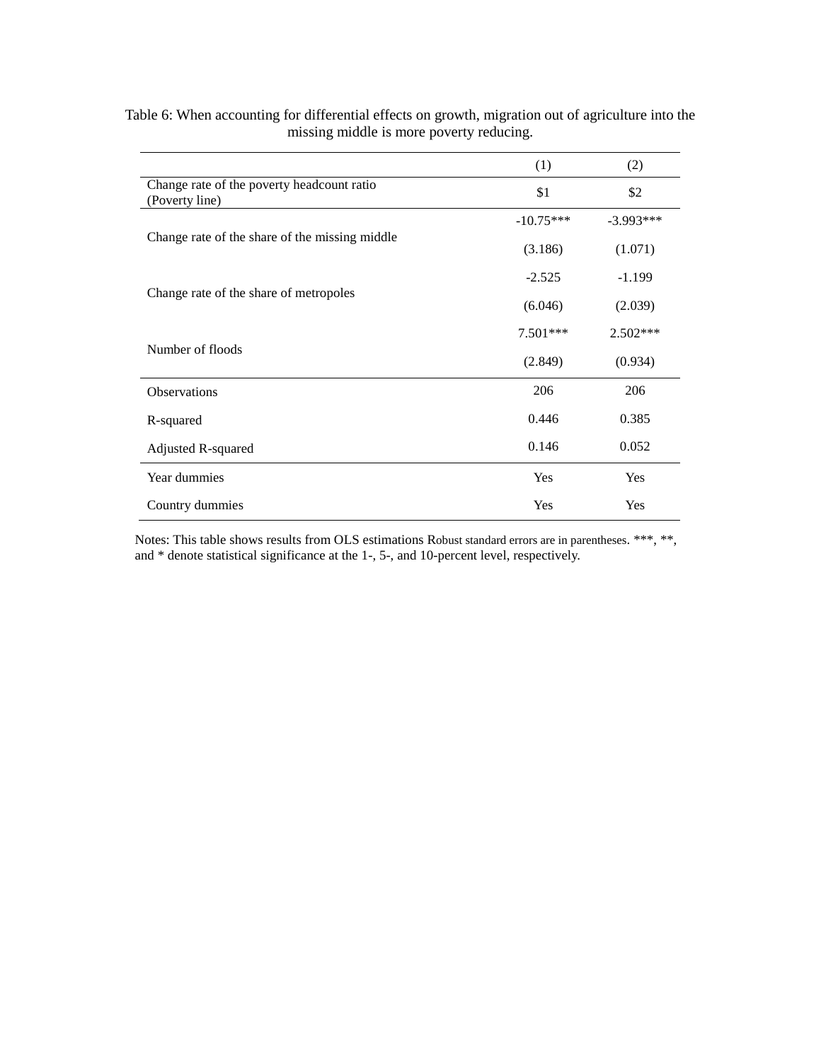Table 6: When accounting for differential effects on growth, migration out of agriculture into the missing middle is more poverty reducing.

| | (1) | (2) |
|---|---|---|
| Change rate of the poverty headcount ratio (Poverty line) | $1 | $2 |
| Change rate of the share of the missing middle | -10.75*** | -3.993*** |
| | (3.186) | (1.071) |
| Change rate of the share of metropoles | -2.525 | -1.199 |
| | (6.046) | (2.039) |
| Number of floods | 7.501*** | 2.502*** |
| | (2.849) | (0.934) |
| Observations | 206 | 206 |
| R-squared | 0.446 | 0.385 |
| Adjusted R-squared | 0.146 | 0.052 |
| Year dummies | Yes | Yes |
| Country dummies | Yes | Yes |

Notes: This table shows results from OLS estimations Robust standard errors are in parentheses. ***, **, and * denote statistical significance at the 1-, 5-, and 10-percent level, respectively.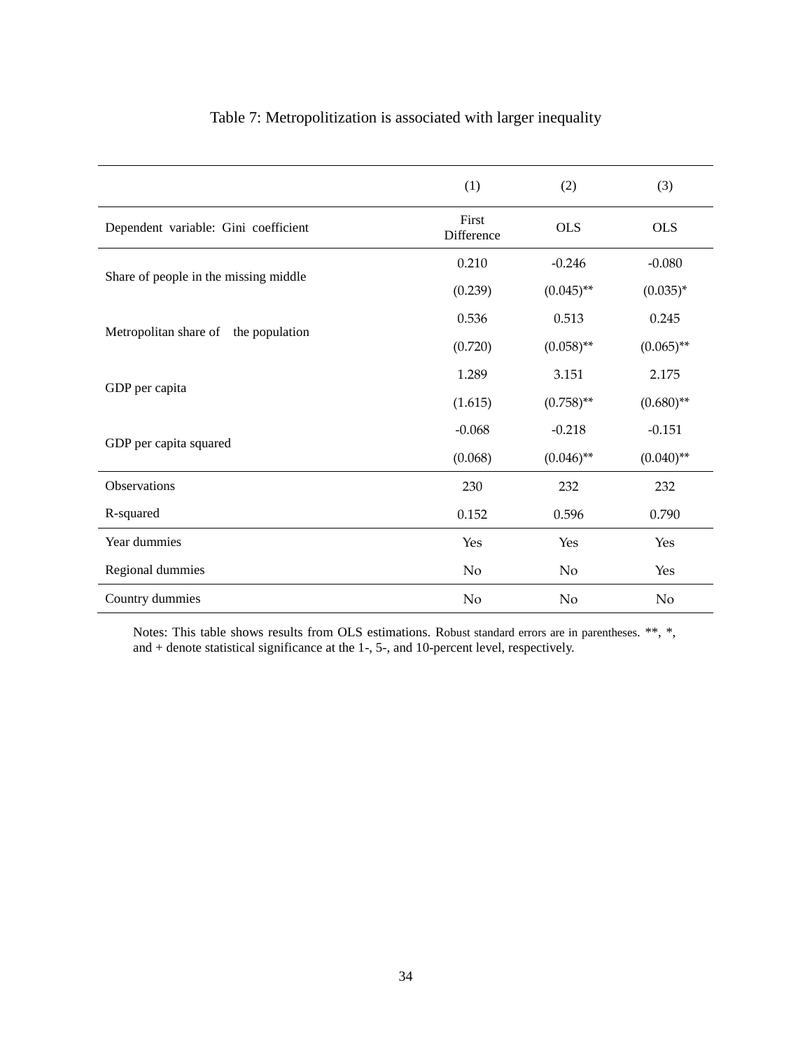Table 7: Metropolitization is associated with larger inequality

| | (1) | (2) | (3) |
|---|---|---|---|
| Dependent variable: Gini coefficient | First Difference | OLS | OLS |
| Share of people in the missing middle | 0.210 | -0.246 | -0.080 |
| | (0.239) | (0.045)** | (0.035)* |
| Metropolitan share of the population | 0.536 | 0.513 | 0.245 |
| | (0.720) | (0.058)** | (0.065)** |
| GDP per capita | 1.289 | 3.151 | 2.175 |
| | (1.615) | (0.758)** | (0.680)** |
| GDP per capita squared | -0.068 | -0.218 | -0.151 |
| | (0.068) | (0.046)** | (0.040)** |
| Observations | 230 | 232 | 232 |
| R-squared | 0.152 | 0.596 | 0.790 |
| Year dummies | Yes | Yes | Yes |
| Regional dummies | No | No | Yes |
| Country dummies | No | No | No |

Notes: This table shows results from OLS estimations. Robust standard errors are in parentheses. **, *, and + denote statistical significance at the 1-, 5-, and 10-percent level, respectively.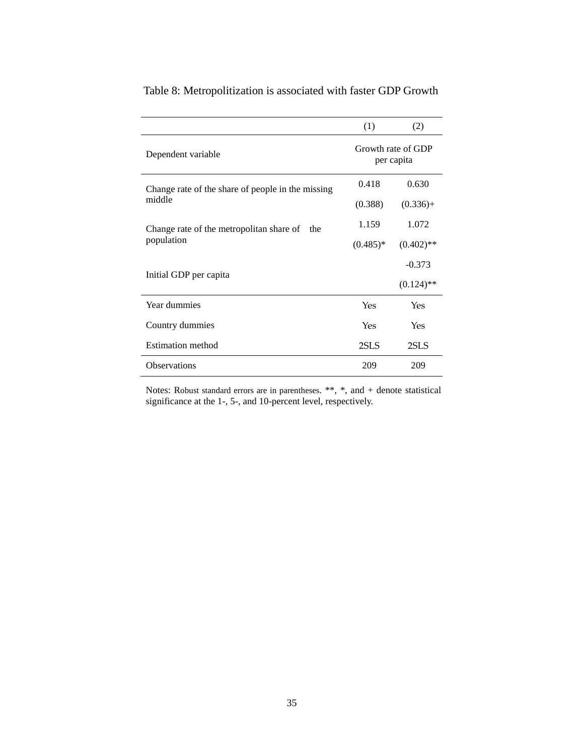Table 8: Metropolitization is associated with faster GDP Growth

| | (1) | (2) |
|---|---|---|
| Dependent variable | Growth rate of GDP per capita | |
| Change rate of the share of people in the missing middle | 0.418 | 0.630 |
| | (0.388) | (0.336)+ |
| Change rate of the metropolitan share of the population | 1.159 | 1.072 |
| | (0.485)* | (0.402)** |
| Initial GDP per capita | | -0.373 |
| | | (0.124)** |
| Year dummies | Yes | Yes |
| Country dummies | Yes | Yes |
| Estimation method | 2SLS | 2SLS |
| Observations | 209 | 209 |

Notes: Robust standard errors are in parentheses. **, *, and + denote statistical significance at the 1-, 5-, and 10-percent level, respectively.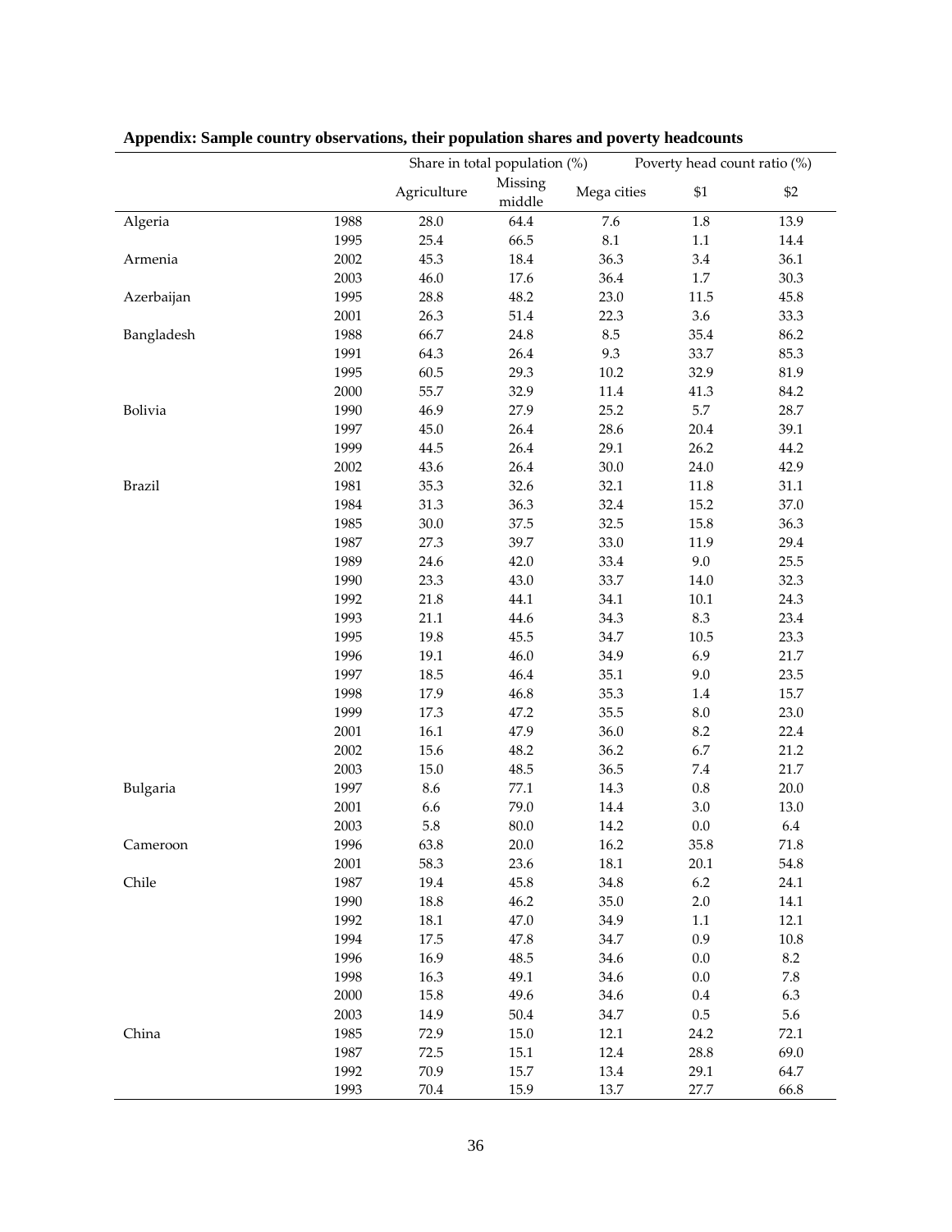**Appendix: Sample country observations, their population shares and poverty headcounts**

| | | Share in total population (%) | | | Poverty head count ratio (%) | |
|---|---|---|---|---|---|---|
| | | Agriculture | Missing middle | Mega cities | $1 | $2 |
| Algeria | 1988 | 28.0 | 64.4 | 7.6 | 1.8 | 13.9 |
| | 1995 | 25.4 | 66.5 | 8.1 | 1.1 | 14.4 |
| Armenia | 2002 | 45.3 | 18.4 | 36.3 | 3.4 | 36.1 |
| | 2003 | 46.0 | 17.6 | 36.4 | 1.7 | 30.3 |
| Azerbaijan | 1995 | 28.8 | 48.2 | 23.0 | 11.5 | 45.8 |
| | 2001 | 26.3 | 51.4 | 22.3 | 3.6 | 33.3 |
| Bangladesh | 1988 | 66.7 | 24.8 | 8.5 | 35.4 | 86.2 |
| | 1991 | 64.3 | 26.4 | 9.3 | 33.7 | 85.3 |
| | 1995 | 60.5 | 29.3 | 10.2 | 32.9 | 81.9 |
| | 2000 | 55.7 | 32.9 | 11.4 | 41.3 | 84.2 |
| Bolivia | 1990 | 46.9 | 27.9 | 25.2 | 5.7 | 28.7 |
| | 1997 | 45.0 | 26.4 | 28.6 | 20.4 | 39.1 |
| | 1999 | 44.5 | 26.4 | 29.1 | 26.2 | 44.2 |
| | 2002 | 43.6 | 26.4 | 30.0 | 24.0 | 42.9 |
| Brazil | 1981 | 35.3 | 32.6 | 32.1 | 11.8 | 31.1 |
| | 1984 | 31.3 | 36.3 | 32.4 | 15.2 | 37.0 |
| | 1985 | 30.0 | 37.5 | 32.5 | 15.8 | 36.3 |
| | 1987 | 27.3 | 39.7 | 33.0 | 11.9 | 29.4 |
| | 1989 | 24.6 | 42.0 | 33.4 | 9.0 | 25.5 |
| | 1990 | 23.3 | 43.0 | 33.7 | 14.0 | 32.3 |
| | 1992 | 21.8 | 44.1 | 34.1 | 10.1 | 24.3 |
| | 1993 | 21.1 | 44.6 | 34.3 | 8.3 | 23.4 |
| | 1995 | 19.8 | 45.5 | 34.7 | 10.5 | 23.3 |
| | 1996 | 19.1 | 46.0 | 34.9 | 6.9 | 21.7 |
| | 1997 | 18.5 | 46.4 | 35.1 | 9.0 | 23.5 |
| | 1998 | 17.9 | 46.8 | 35.3 | 1.4 | 15.7 |
| | 1999 | 17.3 | 47.2 | 35.5 | 8.0 | 23.0 |
| | 2001 | 16.1 | 47.9 | 36.0 | 8.2 | 22.4 |
| | 2002 | 15.6 | 48.2 | 36.2 | 6.7 | 21.2 |
| | 2003 | 15.0 | 48.5 | 36.5 | 7.4 | 21.7 |
| Bulgaria | 1997 | 8.6 | 77.1 | 14.3 | 0.8 | 20.0 |
| | 2001 | 6.6 | 79.0 | 14.4 | 3.0 | 13.0 |
| | 2003 | 5.8 | 80.0 | 14.2 | 0.0 | 6.4 |
| Cameroon | 1996 | 63.8 | 20.0 | 16.2 | 35.8 | 71.8 |
| | 2001 | 58.3 | 23.6 | 18.1 | 20.1 | 54.8 |
| Chile | 1987 | 19.4 | 45.8 | 34.8 | 6.2 | 24.1 |
| | 1990 | 18.8 | 46.2 | 35.0 | 2.0 | 14.1 |
| | 1992 | 18.1 | 47.0 | 34.9 | 1.1 | 12.1 |
| | 1994 | 17.5 | 47.8 | 34.7 | 0.9 | 10.8 |
| | 1996 | 16.9 | 48.5 | 34.6 | 0.0 | 8.2 |
| | 1998 | 16.3 | 49.1 | 34.6 | 0.0 | 7.8 |
| | 2000 | 15.8 | 49.6 | 34.6 | 0.4 | 6.3 |
| | 2003 | 14.9 | 50.4 | 34.7 | 0.5 | 5.6 |
| China | 1985 | 72.9 | 15.0 | 12.1 | 24.2 | 72.1 |
| | 1987 | 72.5 | 15.1 | 12.4 | 28.8 | 69.0 |
| | 1992 | 70.9 | 15.7 | 13.4 | 29.1 | 64.7 |
| | 1993 | 70.4 | 15.9 | 13.7 | 27.7 | 66.8 |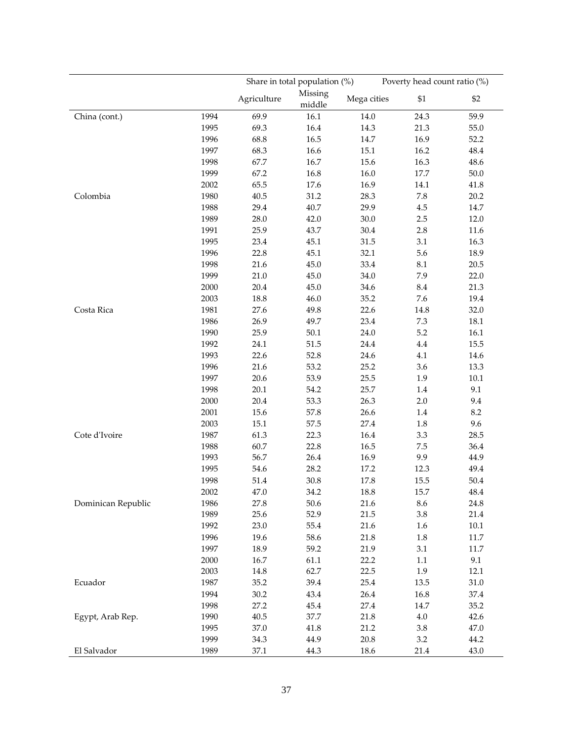| | | Share in total population (%) | | | Poverty head count ratio (%) | |
|---|---|---|---|---|---|---|
| | | Agriculture | Missing middle | Mega cities | \$1 | \$2 |
| China (cont.) | 1994 | 69.9 | 16.1 | 14.0 | 24.3 | 59.9 |
| | 1995 | 69.3 | 16.4 | 14.3 | 21.3 | 55.0 |
| | 1996 | 68.8 | 16.5 | 14.7 | 16.9 | 52.2 |
| | 1997 | 68.3 | 16.6 | 15.1 | 16.2 | 48.4 |
| | 1998 | 67.7 | 16.7 | 15.6 | 16.3 | 48.6 |
| | 1999 | 67.2 | 16.8 | 16.0 | 17.7 | 50.0 |
| | 2002 | 65.5 | 17.6 | 16.9 | 14.1 | 41.8 |
| Colombia | 1980 | 40.5 | 31.2 | 28.3 | 7.8 | 20.2 |
| | 1988 | 29.4 | 40.7 | 29.9 | 4.5 | 14.7 |
| | 1989 | 28.0 | 42.0 | 30.0 | 2.5 | 12.0 |
| | 1991 | 25.9 | 43.7 | 30.4 | 2.8 | 11.6 |
| | 1995 | 23.4 | 45.1 | 31.5 | 3.1 | 16.3 |
| | 1996 | 22.8 | 45.1 | 32.1 | 5.6 | 18.9 |
| | 1998 | 21.6 | 45.0 | 33.4 | 8.1 | 20.5 |
| | 1999 | 21.0 | 45.0 | 34.0 | 7.9 | 22.0 |
| | 2000 | 20.4 | 45.0 | 34.6 | 8.4 | 21.3 |
| | 2003 | 18.8 | 46.0 | 35.2 | 7.6 | 19.4 |
| Costa Rica | 1981 | 27.6 | 49.8 | 22.6 | 14.8 | 32.0 |
| | 1986 | 26.9 | 49.7 | 23.4 | 7.3 | 18.1 |
| | 1990 | 25.9 | 50.1 | 24.0 | 5.2 | 16.1 |
| | 1992 | 24.1 | 51.5 | 24.4 | 4.4 | 15.5 |
| | 1993 | 22.6 | 52.8 | 24.6 | 4.1 | 14.6 |
| | 1996 | 21.6 | 53.2 | 25.2 | 3.6 | 13.3 |
| | 1997 | 20.6 | 53.9 | 25.5 | 1.9 | 10.1 |
| | 1998 | 20.1 | 54.2 | 25.7 | 1.4 | 9.1 |
| | 2000 | 20.4 | 53.3 | 26.3 | 2.0 | 9.4 |
| | 2001 | 15.6 | 57.8 | 26.6 | 1.4 | 8.2 |
| | 2003 | 15.1 | 57.5 | 27.4 | 1.8 | 9.6 |
| Cote d'Ivoire | 1987 | 61.3 | 22.3 | 16.4 | 3.3 | 28.5 |
| | 1988 | 60.7 | 22.8 | 16.5 | 7.5 | 36.4 |
| | 1993 | 56.7 | 26.4 | 16.9 | 9.9 | 44.9 |
| | 1995 | 54.6 | 28.2 | 17.2 | 12.3 | 49.4 |
| | 1998 | 51.4 | 30.8 | 17.8 | 15.5 | 50.4 |
| | 2002 | 47.0 | 34.2 | 18.8 | 15.7 | 48.4 |
| Dominican Republic | 1986 | 27.8 | 50.6 | 21.6 | 8.6 | 24.8 |
| | 1989 | 25.6 | 52.9 | 21.5 | 3.8 | 21.4 |
| | 1992 | 23.0 | 55.4 | 21.6 | 1.6 | 10.1 |
| | 1996 | 19.6 | 58.6 | 21.8 | 1.8 | 11.7 |
| | 1997 | 18.9 | 59.2 | 21.9 | 3.1 | 11.7 |
| | 2000 | 16.7 | 61.1 | 22.2 | 1.1 | 9.1 |
| | 2003 | 14.8 | 62.7 | 22.5 | 1.9 | 12.1 |
| Ecuador | 1987 | 35.2 | 39.4 | 25.4 | 13.5 | 31.0 |
| | 1994 | 30.2 | 43.4 | 26.4 | 16.8 | 37.4 |
| | 1998 | 27.2 | 45.4 | 27.4 | 14.7 | 35.2 |
| Egypt, Arab Rep. | 1990 | 40.5 | 37.7 | 21.8 | 4.0 | 42.6 |
| | 1995 | 37.0 | 41.8 | 21.2 | 3.8 | 47.0 |
| | 1999 | 34.3 | 44.9 | 20.8 | 3.2 | 44.2 |
| El Salvador | 1989 | 37.1 | 44.3 | 18.6 | 21.4 | 43.0 |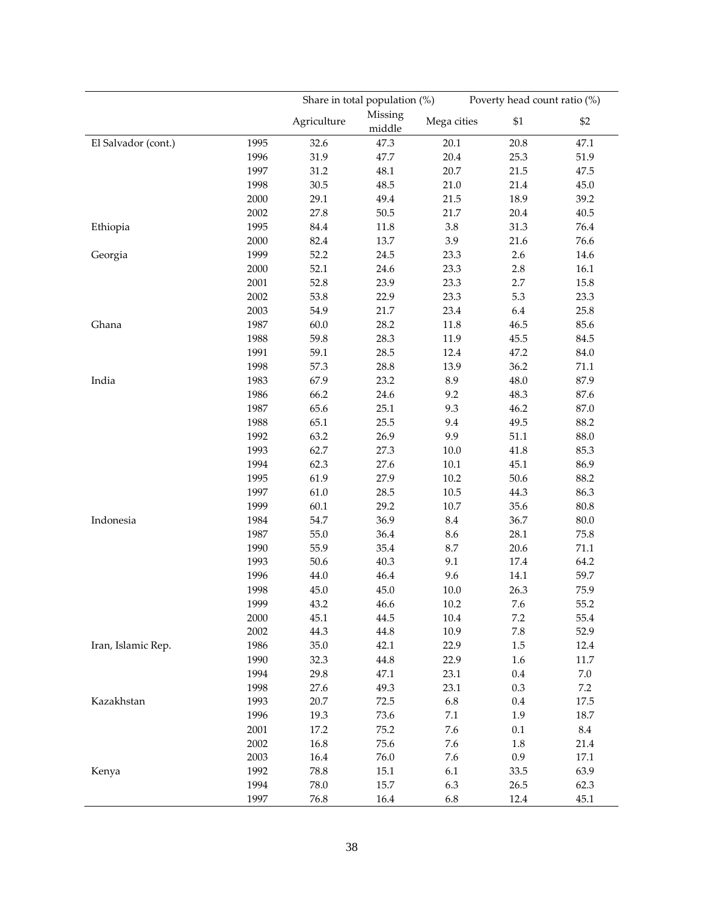| | | Share in total population (%) | | | Poverty head count ratio (%) | |
|---|---|---|---|---|---|---|
| | | Agriculture | Missing middle | Mega cities | $1 | $2 |
| El Salvador (cont.) | 1995 | 32.6 | 47.3 | 20.1 | 20.8 | 47.1 |
| | 1996 | 31.9 | 47.7 | 20.4 | 25.3 | 51.9 |
| | 1997 | 31.2 | 48.1 | 20.7 | 21.5 | 47.5 |
| | 1998 | 30.5 | 48.5 | 21.0 | 21.4 | 45.0 |
| | 2000 | 29.1 | 49.4 | 21.5 | 18.9 | 39.2 |
| | 2002 | 27.8 | 50.5 | 21.7 | 20.4 | 40.5 |
| Ethiopia | 1995 | 84.4 | 11.8 | 3.8 | 31.3 | 76.4 |
| | 2000 | 82.4 | 13.7 | 3.9 | 21.6 | 76.6 |
| Georgia | 1999 | 52.2 | 24.5 | 23.3 | 2.6 | 14.6 |
| | 2000 | 52.1 | 24.6 | 23.3 | 2.8 | 16.1 |
| | 2001 | 52.8 | 23.9 | 23.3 | 2.7 | 15.8 |
| | 2002 | 53.8 | 22.9 | 23.3 | 5.3 | 23.3 |
| | 2003 | 54.9 | 21.7 | 23.4 | 6.4 | 25.8 |
| Ghana | 1987 | 60.0 | 28.2 | 11.8 | 46.5 | 85.6 |
| | 1988 | 59.8 | 28.3 | 11.9 | 45.5 | 84.5 |
| | 1991 | 59.1 | 28.5 | 12.4 | 47.2 | 84.0 |
| | 1998 | 57.3 | 28.8 | 13.9 | 36.2 | 71.1 |
| India | 1983 | 67.9 | 23.2 | 8.9 | 48.0 | 87.9 |
| | 1986 | 66.2 | 24.6 | 9.2 | 48.3 | 87.6 |
| | 1987 | 65.6 | 25.1 | 9.3 | 46.2 | 87.0 |
| | 1988 | 65.1 | 25.5 | 9.4 | 49.5 | 88.2 |
| | 1992 | 63.2 | 26.9 | 9.9 | 51.1 | 88.0 |
| | 1993 | 62.7 | 27.3 | 10.0 | 41.8 | 85.3 |
| | 1994 | 62.3 | 27.6 | 10.1 | 45.1 | 86.9 |
| | 1995 | 61.9 | 27.9 | 10.2 | 50.6 | 88.2 |
| | 1997 | 61.0 | 28.5 | 10.5 | 44.3 | 86.3 |
| | 1999 | 60.1 | 29.2 | 10.7 | 35.6 | 80.8 |
| Indonesia | 1984 | 54.7 | 36.9 | 8.4 | 36.7 | 80.0 |
| | 1987 | 55.0 | 36.4 | 8.6 | 28.1 | 75.8 |
| | 1990 | 55.9 | 35.4 | 8.7 | 20.6 | 71.1 |
| | 1993 | 50.6 | 40.3 | 9.1 | 17.4 | 64.2 |
| | 1996 | 44.0 | 46.4 | 9.6 | 14.1 | 59.7 |
| | 1998 | 45.0 | 45.0 | 10.0 | 26.3 | 75.9 |
| | 1999 | 43.2 | 46.6 | 10.2 | 7.6 | 55.2 |
| | 2000 | 45.1 | 44.5 | 10.4 | 7.2 | 55.4 |
| | 2002 | 44.3 | 44.8 | 10.9 | 7.8 | 52.9 |
| Iran, Islamic Rep. | 1986 | 35.0 | 42.1 | 22.9 | 1.5 | 12.4 |
| | 1990 | 32.3 | 44.8 | 22.9 | 1.6 | 11.7 |
| | 1994 | 29.8 | 47.1 | 23.1 | 0.4 | 7.0 |
| | 1998 | 27.6 | 49.3 | 23.1 | 0.3 | 7.2 |
| Kazakhstan | 1993 | 20.7 | 72.5 | 6.8 | 0.4 | 17.5 |
| | 1996 | 19.3 | 73.6 | 7.1 | 1.9 | 18.7 |
| | 2001 | 17.2 | 75.2 | 7.6 | 0.1 | 8.4 |
| | 2002 | 16.8 | 75.6 | 7.6 | 1.8 | 21.4 |
| | 2003 | 16.4 | 76.0 | 7.6 | 0.9 | 17.1 |
| Kenya | 1992 | 78.8 | 15.1 | 6.1 | 33.5 | 63.9 |
| | 1994 | 78.0 | 15.7 | 6.3 | 26.5 | 62.3 |
| | 1997 | 76.8 | 16.4 | 6.8 | 12.4 | 45.1 |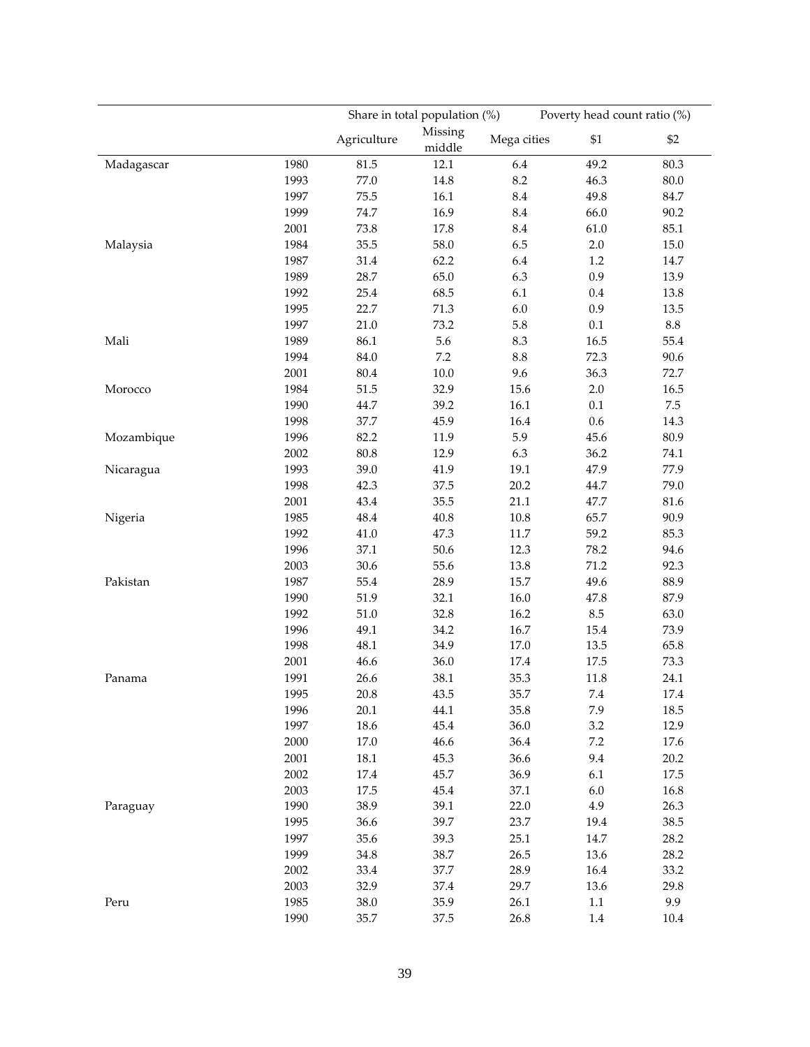| | | Share in total population (%) | | | Poverty head count ratio (%) | |
|---|---|---|---|---|---|---|
| | | Agriculture | Missing middle | Mega cities | \$1 | \$2 |
| Madagascar | 1980 | 81.5 | 12.1 | 6.4 | 49.2 | 80.3 |
| | 1993 | 77.0 | 14.8 | 8.2 | 46.3 | 80.0 |
| | 1997 | 75.5 | 16.1 | 8.4 | 49.8 | 84.7 |
| | 1999 | 74.7 | 16.9 | 8.4 | 66.0 | 90.2 |
| | 2001 | 73.8 | 17.8 | 8.4 | 61.0 | 85.1 |
| Malaysia | 1984 | 35.5 | 58.0 | 6.5 | 2.0 | 15.0 |
| | 1987 | 31.4 | 62.2 | 6.4 | 1.2 | 14.7 |
| | 1989 | 28.7 | 65.0 | 6.3 | 0.9 | 13.9 |
| | 1992 | 25.4 | 68.5 | 6.1 | 0.4 | 13.8 |
| | 1995 | 22.7 | 71.3 | 6.0 | 0.9 | 13.5 |
| | 1997 | 21.0 | 73.2 | 5.8 | 0.1 | 8.8 |
| Mali | 1989 | 86.1 | 5.6 | 8.3 | 16.5 | 55.4 |
| | 1994 | 84.0 | 7.2 | 8.8 | 72.3 | 90.6 |
| | 2001 | 80.4 | 10.0 | 9.6 | 36.3 | 72.7 |
| Morocco | 1984 | 51.5 | 32.9 | 15.6 | 2.0 | 16.5 |
| | 1990 | 44.7 | 39.2 | 16.1 | 0.1 | 7.5 |
| | 1998 | 37.7 | 45.9 | 16.4 | 0.6 | 14.3 |
| Mozambique | 1996 | 82.2 | 11.9 | 5.9 | 45.6 | 80.9 |
| | 2002 | 80.8 | 12.9 | 6.3 | 36.2 | 74.1 |
| Nicaragua | 1993 | 39.0 | 41.9 | 19.1 | 47.9 | 77.9 |
| | 1998 | 42.3 | 37.5 | 20.2 | 44.7 | 79.0 |
| | 2001 | 43.4 | 35.5 | 21.1 | 47.7 | 81.6 |
| Nigeria | 1985 | 48.4 | 40.8 | 10.8 | 65.7 | 90.9 |
| | 1992 | 41.0 | 47.3 | 11.7 | 59.2 | 85.3 |
| | 1996 | 37.1 | 50.6 | 12.3 | 78.2 | 94.6 |
| | 2003 | 30.6 | 55.6 | 13.8 | 71.2 | 92.3 |
| Pakistan | 1987 | 55.4 | 28.9 | 15.7 | 49.6 | 88.9 |
| | 1990 | 51.9 | 32.1 | 16.0 | 47.8 | 87.9 |
| | 1992 | 51.0 | 32.8 | 16.2 | 8.5 | 63.0 |
| | 1996 | 49.1 | 34.2 | 16.7 | 15.4 | 73.9 |
| | 1998 | 48.1 | 34.9 | 17.0 | 13.5 | 65.8 |
| | 2001 | 46.6 | 36.0 | 17.4 | 17.5 | 73.3 |
| Panama | 1991 | 26.6 | 38.1 | 35.3 | 11.8 | 24.1 |
| | 1995 | 20.8 | 43.5 | 35.7 | 7.4 | 17.4 |
| | 1996 | 20.1 | 44.1 | 35.8 | 7.9 | 18.5 |
| | 1997 | 18.6 | 45.4 | 36.0 | 3.2 | 12.9 |
| | 2000 | 17.0 | 46.6 | 36.4 | 7.2 | 17.6 |
| | 2001 | 18.1 | 45.3 | 36.6 | 9.4 | 20.2 |
| | 2002 | 17.4 | 45.7 | 36.9 | 6.1 | 17.5 |
| | 2003 | 17.5 | 45.4 | 37.1 | 6.0 | 16.8 |
| Paraguay | 1990 | 38.9 | 39.1 | 22.0 | 4.9 | 26.3 |
| | 1995 | 36.6 | 39.7 | 23.7 | 19.4 | 38.5 |
| | 1997 | 35.6 | 39.3 | 25.1 | 14.7 | 28.2 |
| | 1999 | 34.8 | 38.7 | 26.5 | 13.6 | 28.2 |
| | 2002 | 33.4 | 37.7 | 28.9 | 16.4 | 33.2 |
| | 2003 | 32.9 | 37.4 | 29.7 | 13.6 | 29.8 |
| Peru | 1985 | 38.0 | 35.9 | 26.1 | 1.1 | 9.9 |
| | 1990 | 35.7 | 37.5 | 26.8 | 1.4 | 10.4 |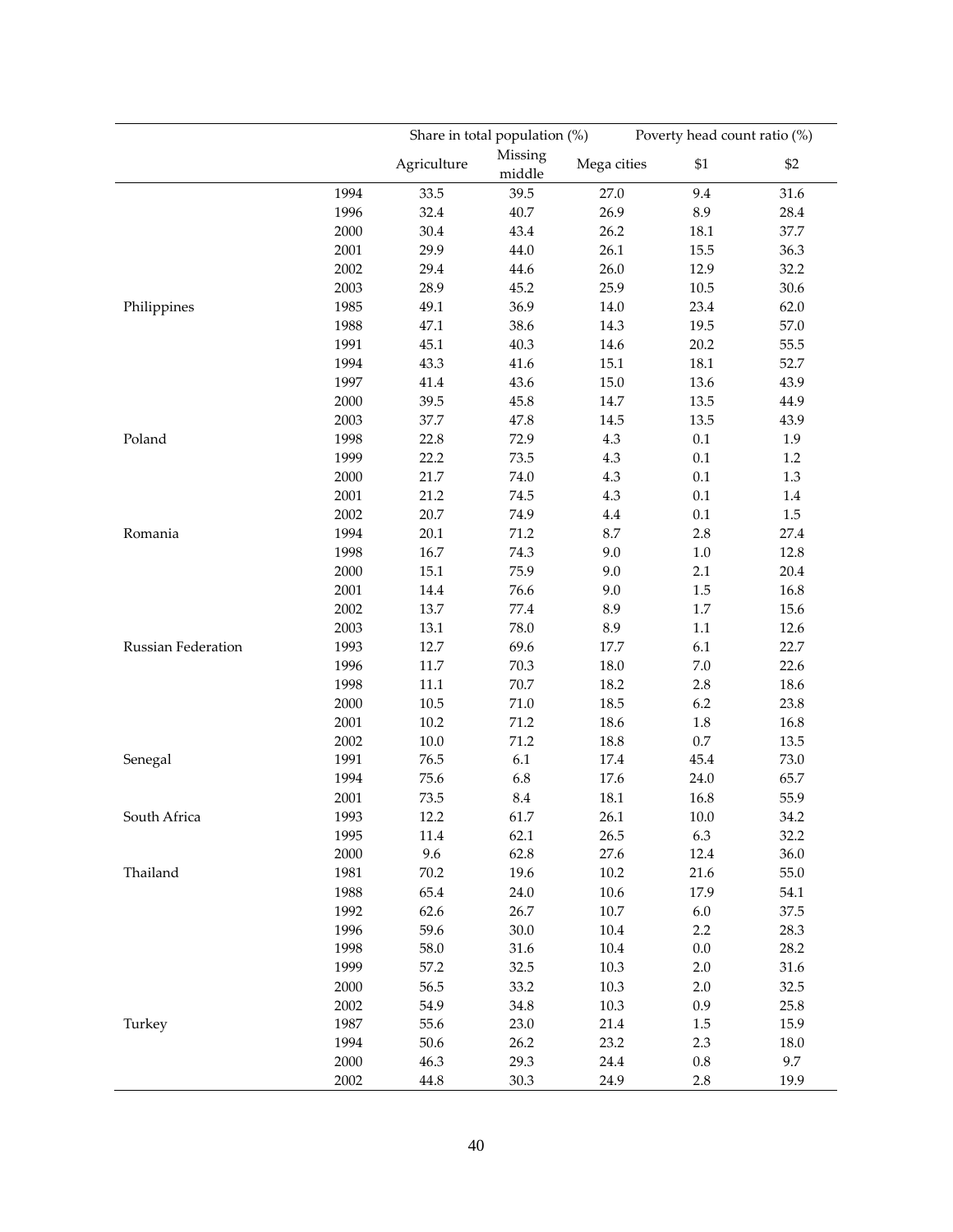| | | Share in total population (%) | | | Poverty head count ratio (%) | |
|---|---|---|---|---|---|---|
| | | Agriculture | Missing middle | Mega cities | \$1 | \$2 |
| | 1994 | 33.5 | 39.5 | 27.0 | 9.4 | 31.6 |
| | 1996 | 32.4 | 40.7 | 26.9 | 8.9 | 28.4 |
| | 2000 | 30.4 | 43.4 | 26.2 | 18.1 | 37.7 |
| | 2001 | 29.9 | 44.0 | 26.1 | 15.5 | 36.3 |
| | 2002 | 29.4 | 44.6 | 26.0 | 12.9 | 32.2 |
| | 2003 | 28.9 | 45.2 | 25.9 | 10.5 | 30.6 |
| Philippines | 1985 | 49.1 | 36.9 | 14.0 | 23.4 | 62.0 |
| | 1988 | 47.1 | 38.6 | 14.3 | 19.5 | 57.0 |
| | 1991 | 45.1 | 40.3 | 14.6 | 20.2 | 55.5 |
| | 1994 | 43.3 | 41.6 | 15.1 | 18.1 | 52.7 |
| | 1997 | 41.4 | 43.6 | 15.0 | 13.6 | 43.9 |
| | 2000 | 39.5 | 45.8 | 14.7 | 13.5 | 44.9 |
| | 2003 | 37.7 | 47.8 | 14.5 | 13.5 | 43.9 |
| Poland | 1998 | 22.8 | 72.9 | 4.3 | 0.1 | 1.9 |
| | 1999 | 22.2 | 73.5 | 4.3 | 0.1 | 1.2 |
| | 2000 | 21.7 | 74.0 | 4.3 | 0.1 | 1.3 |
| | 2001 | 21.2 | 74.5 | 4.3 | 0.1 | 1.4 |
| | 2002 | 20.7 | 74.9 | 4.4 | 0.1 | 1.5 |
| Romania | 1994 | 20.1 | 71.2 | 8.7 | 2.8 | 27.4 |
| | 1998 | 16.7 | 74.3 | 9.0 | 1.0 | 12.8 |
| | 2000 | 15.1 | 75.9 | 9.0 | 2.1 | 20.4 |
| | 2001 | 14.4 | 76.6 | 9.0 | 1.5 | 16.8 |
| | 2002 | 13.7 | 77.4 | 8.9 | 1.7 | 15.6 |
| | 2003 | 13.1 | 78.0 | 8.9 | 1.1 | 12.6 |
| Russian Federation | 1993 | 12.7 | 69.6 | 17.7 | 6.1 | 22.7 |
| | 1996 | 11.7 | 70.3 | 18.0 | 7.0 | 22.6 |
| | 1998 | 11.1 | 70.7 | 18.2 | 2.8 | 18.6 |
| | 2000 | 10.5 | 71.0 | 18.5 | 6.2 | 23.8 |
| | 2001 | 10.2 | 71.2 | 18.6 | 1.8 | 16.8 |
| | 2002 | 10.0 | 71.2 | 18.8 | 0.7 | 13.5 |
| Senegal | 1991 | 76.5 | 6.1 | 17.4 | 45.4 | 73.0 |
| | 1994 | 75.6 | 6.8 | 17.6 | 24.0 | 65.7 |
| | 2001 | 73.5 | 8.4 | 18.1 | 16.8 | 55.9 |
| South Africa | 1993 | 12.2 | 61.7 | 26.1 | 10.0 | 34.2 |
| | 1995 | 11.4 | 62.1 | 26.5 | 6.3 | 32.2 |
| | 2000 | 9.6 | 62.8 | 27.6 | 12.4 | 36.0 |
| Thailand | 1981 | 70.2 | 19.6 | 10.2 | 21.6 | 55.0 |
| | 1988 | 65.4 | 24.0 | 10.6 | 17.9 | 54.1 |
| | 1992 | 62.6 | 26.7 | 10.7 | 6.0 | 37.5 |
| | 1996 | 59.6 | 30.0 | 10.4 | 2.2 | 28.3 |
| | 1998 | 58.0 | 31.6 | 10.4 | 0.0 | 28.2 |
| | 1999 | 57.2 | 32.5 | 10.3 | 2.0 | 31.6 |
| | 2000 | 56.5 | 33.2 | 10.3 | 2.0 | 32.5 |
| | 2002 | 54.9 | 34.8 | 10.3 | 0.9 | 25.8 |
| Turkey | 1987 | 55.6 | 23.0 | 21.4 | 1.5 | 15.9 |
| | 1994 | 50.6 | 26.2 | 23.2 | 2.3 | 18.0 |
| | 2000 | 46.3 | 29.3 | 24.4 | 0.8 | 9.7 |
| | 2002 | 44.8 | 30.3 | 24.9 | 2.8 | 19.9 |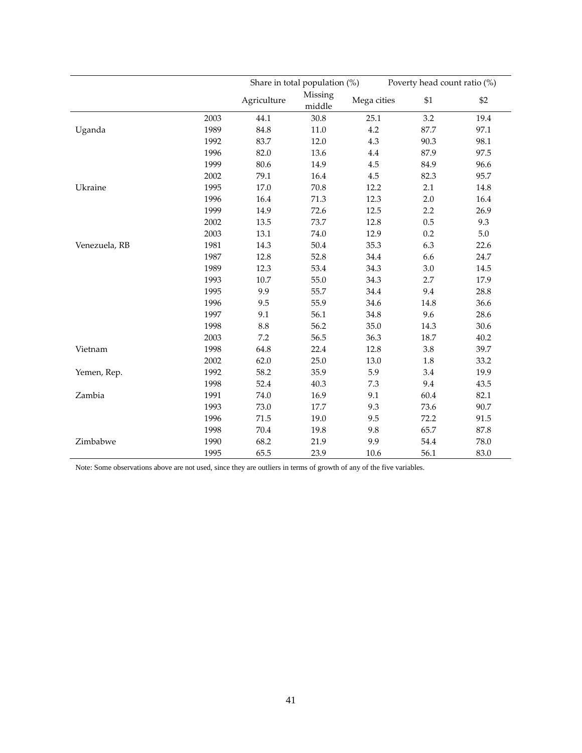| | | Share in total population (%) | | | Poverty head count ratio (%) | |
|---|---|---|---|---|---|---|
| | | Agriculture | Missing middle | Mega cities | \$1 | \$2 |
| | 2003 | 44.1 | 30.8 | 25.1 | 3.2 | 19.4 |
| Uganda | 1989 | 84.8 | 11.0 | 4.2 | 87.7 | 97.1 |
| | 1992 | 83.7 | 12.0 | 4.3 | 90.3 | 98.1 |
| | 1996 | 82.0 | 13.6 | 4.4 | 87.9 | 97.5 |
| | 1999 | 80.6 | 14.9 | 4.5 | 84.9 | 96.6 |
| | 2002 | 79.1 | 16.4 | 4.5 | 82.3 | 95.7 |
| Ukraine | 1995 | 17.0 | 70.8 | 12.2 | 2.1 | 14.8 |
| | 1996 | 16.4 | 71.3 | 12.3 | 2.0 | 16.4 |
| | 1999 | 14.9 | 72.6 | 12.5 | 2.2 | 26.9 |
| | 2002 | 13.5 | 73.7 | 12.8 | 0.5 | 9.3 |
| | 2003 | 13.1 | 74.0 | 12.9 | 0.2 | 5.0 |
| Venezuela, RB | 1981 | 14.3 | 50.4 | 35.3 | 6.3 | 22.6 |
| | 1987 | 12.8 | 52.8 | 34.4 | 6.6 | 24.7 |
| | 1989 | 12.3 | 53.4 | 34.3 | 3.0 | 14.5 |
| | 1993 | 10.7 | 55.0 | 34.3 | 2.7 | 17.9 |
| | 1995 | 9.9 | 55.7 | 34.4 | 9.4 | 28.8 |
| | 1996 | 9.5 | 55.9 | 34.6 | 14.8 | 36.6 |
| | 1997 | 9.1 | 56.1 | 34.8 | 9.6 | 28.6 |
| | 1998 | 8.8 | 56.2 | 35.0 | 14.3 | 30.6 |
| | 2003 | 7.2 | 56.5 | 36.3 | 18.7 | 40.2 |
| Vietnam | 1998 | 64.8 | 22.4 | 12.8 | 3.8 | 39.7 |
| | 2002 | 62.0 | 25.0 | 13.0 | 1.8 | 33.2 |
| Yemen, Rep. | 1992 | 58.2 | 35.9 | 5.9 | 3.4 | 19.9 |
| | 1998 | 52.4 | 40.3 | 7.3 | 9.4 | 43.5 |
| Zambia | 1991 | 74.0 | 16.9 | 9.1 | 60.4 | 82.1 |
| | 1993 | 73.0 | 17.7 | 9.3 | 73.6 | 90.7 |
| | 1996 | 71.5 | 19.0 | 9.5 | 72.2 | 91.5 |
| | 1998 | 70.4 | 19.8 | 9.8 | 65.7 | 87.8 |
| Zimbabwe | 1990 | 68.2 | 21.9 | 9.9 | 54.4 | 78.0 |
| | 1995 | 65.5 | 23.9 | 10.6 | 56.1 | 83.0 |

Note: Some observations above are not used, since they are outliers in terms of growth of any of the five variables.